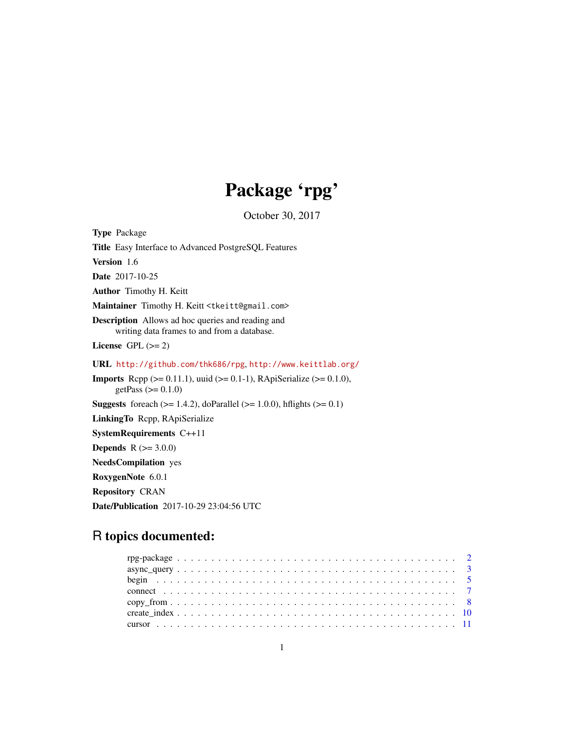# Package 'rpg'

October 30, 2017

**Type** Package

**Title** Easy Interface to Advanced PostgreSQL Features

**Version** 1.6

**Date** 2017-10-25

**Author** Timothy H. Keitt

**Maintainer** Timothy H. Keitt <tkeitt@gmail.com>

**Description** Allows ad hoc queries and reading and
writing data frames to and from a database.

**License** GPL (>= 2)

**URL** http://github.com/thk686/rpg, http://www.keittlab.org/

**Imports** Rcpp (>= 0.11.1), uuid (>= 0.1-1), RApiSerialize (>= 0.1.0),
getPass (>= 0.1.0)

**Suggests** foreach (>= 1.4.2), doParallel (>= 1.0.0), hflights (>= 0.1)

**LinkingTo** Rcpp, RApiSerialize

**SystemRequirements** C++11

**Depends** R (>= 3.0.0)

**NeedsCompilation** yes

**RoxygenNote** 6.0.1

**Repository** CRAN

**Date/Publication** 2017-10-29 23:04:56 UTC

## R topics documented:

- rpg-package . . . . . . . . . . . . . . . . . . . . . . . . . . . . . . . . . . . . . . . . 2
- async_query . . . . . . . . . . . . . . . . . . . . . . . . . . . . . . . . . . . . . . . . 3
- begin . . . . . . . . . . . . . . . . . . . . . . . . . . . . . . . . . . . . . . . . . . . . 5
- connect . . . . . . . . . . . . . . . . . . . . . . . . . . . . . . . . . . . . . . . . . . 7
- copy_from . . . . . . . . . . . . . . . . . . . . . . . . . . . . . . . . . . . . . . . . . 8
- create_index . . . . . . . . . . . . . . . . . . . . . . . . . . . . . . . . . . . . . . . 10
- cursor . . . . . . . . . . . . . . . . . . . . . . . . . . . . . . . . . . . . . . . . . . . 11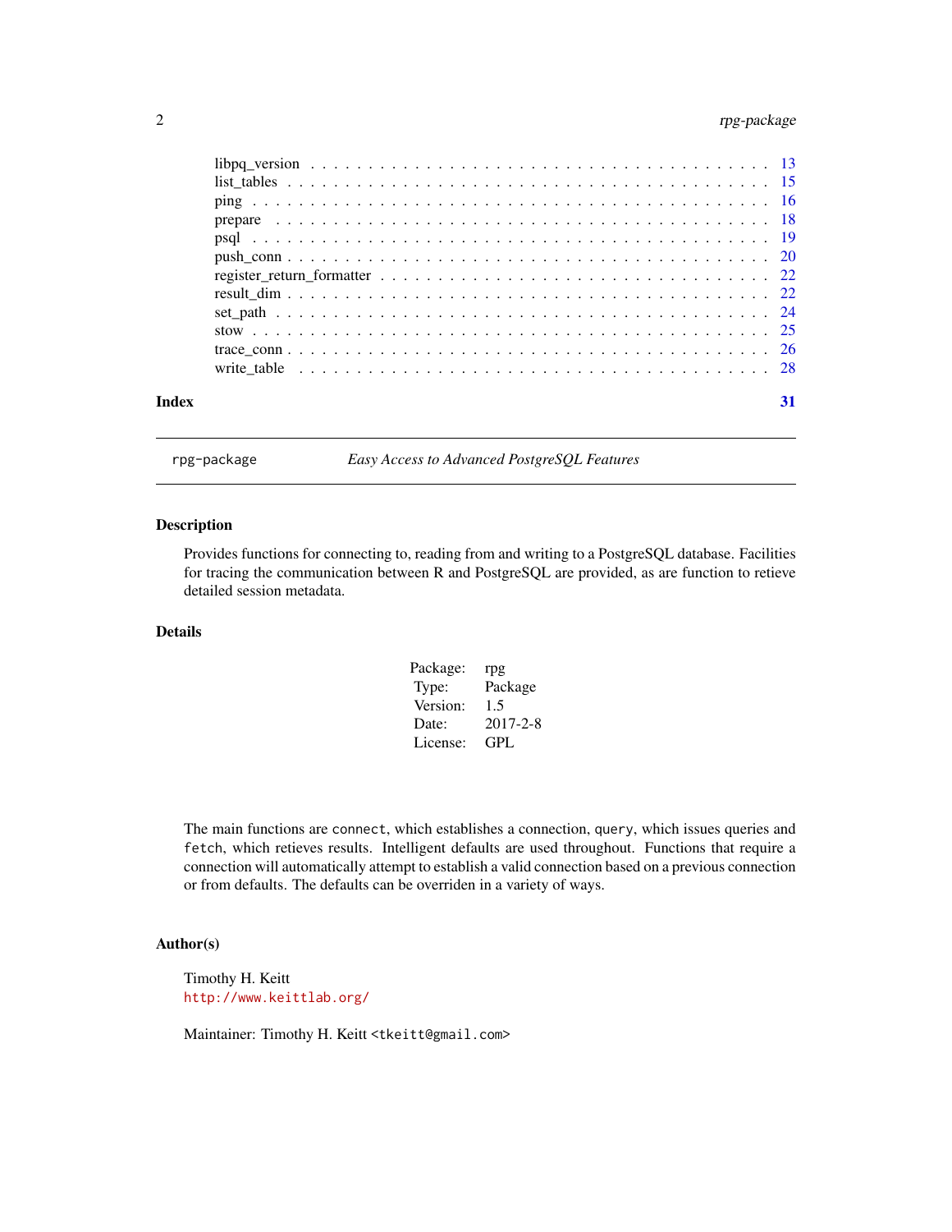| | |
|---|---|
| libpq_version | 13 |
| list_tables | 15 |
| ping | 16 |
| prepare | 18 |
| psql | 19 |
| push_conn | 20 |
| register_return_formatter | 22 |
| result_dim | 22 |
| set_path | 24 |
| stow | 25 |
| trace_conn | 26 |
| write_table | 28 |

**Index** **31**

---

rpg-package *Easy Access to Advanced PostgreSQL Features*

---

## Description

Provides functions for connecting to, reading from and writing to a PostgreSQL database. Facilities for tracing the communication between R and PostgreSQL are provided, as are function to retieve detailed session metadata.

## Details

| | |
|---|---|
| Package: | rpg |
| Type: | Package |
| Version: | 1.5 |
| Date: | 2017-2-8 |
| License: | GPL |

The main functions are `connect`, which establishes a connection, `query`, which issues queries and `fetch`, which retieves results. Intelligent defaults are used throughout. Functions that require a connection will automatically attempt to establish a valid connection based on a previous connection or from defaults. The defaults can be overriden in a variety of ways.

## Author(s)

Timothy H. Keitt
`http://www.keittlab.org/`

Maintainer: Timothy H. Keitt <`tkeitt@gmail.com`>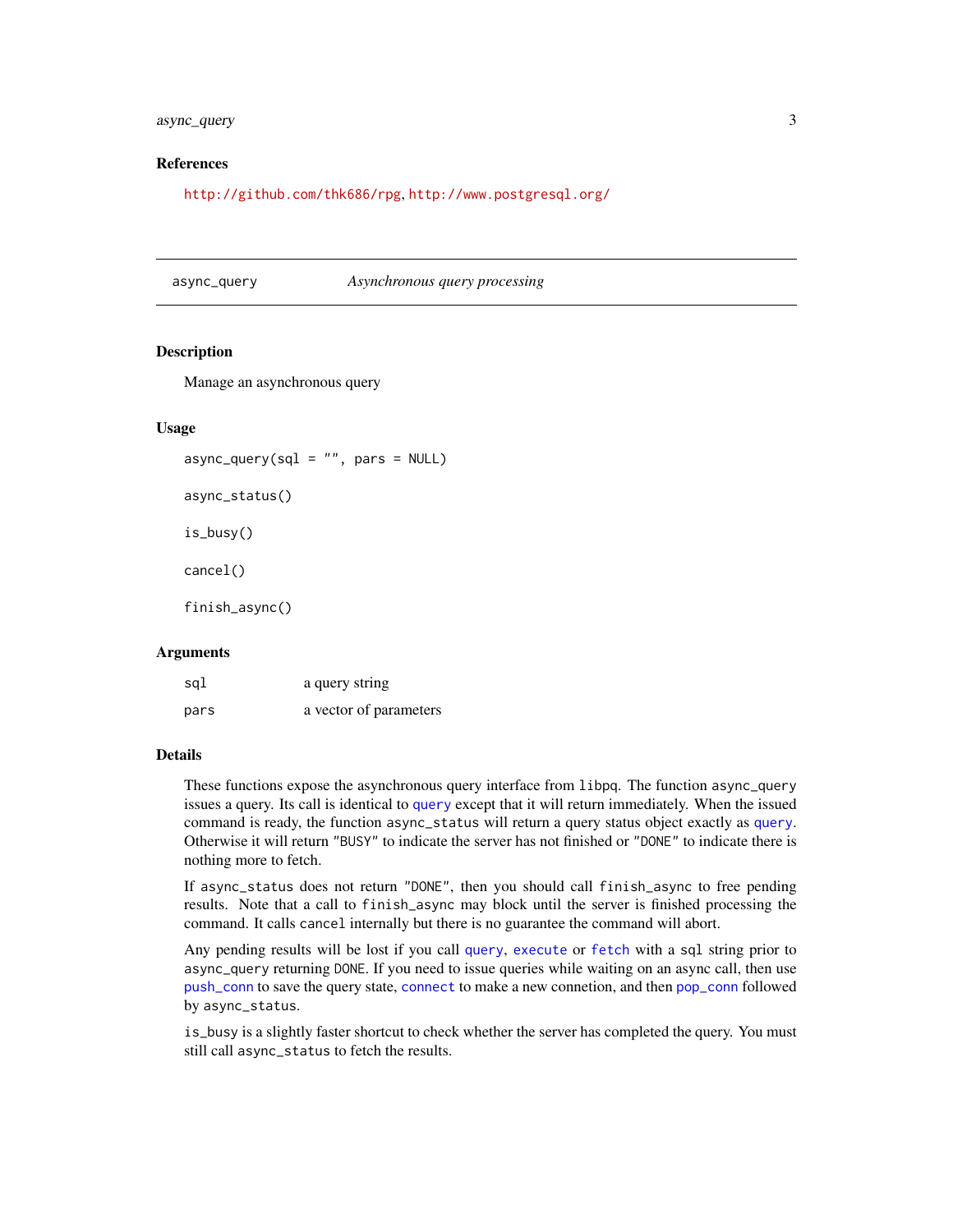## References

http://github.com/thk686/rpg, http://www.postgresql.org/

---

## async_query — *Asynchronous query processing*

### Description

Manage an asynchronous query

### Usage

```
async_query(sql = "", pars = NULL)

async_status()

is_busy()

cancel()

finish_async()
```

### Arguments

| | |
|---|---|
| sql | a query string |
| pars | a vector of parameters |

### Details

These functions expose the asynchronous query interface from `libpq`. The function `async_query` issues a query. Its call is identical to `query` except that it will return immediately. When the issued command is ready, the function `async_status` will return a query status object exactly as `query`. Otherwise it will return `"BUSY"` to indicate the server has not finished or `"DONE"` to indicate there is nothing more to fetch.

If `async_status` does not return `"DONE"`, then you should call `finish_async` to free pending results. Note that a call to `finish_async` may block until the server is finished processing the command. It calls `cancel` internally but there is no guarantee the command will abort.

Any pending results will be lost if you call `query`, `execute` or `fetch` with a `sql` string prior to `async_query` returning `DONE`. If you need to issue queries while waiting on an async call, then use `push_conn` to save the query state, `connect` to make a new connetion, and then `pop_conn` followed by `async_status`.

`is_busy` is a slightly faster shortcut to check whether the server has completed the query. You must still call `async_status` to fetch the results.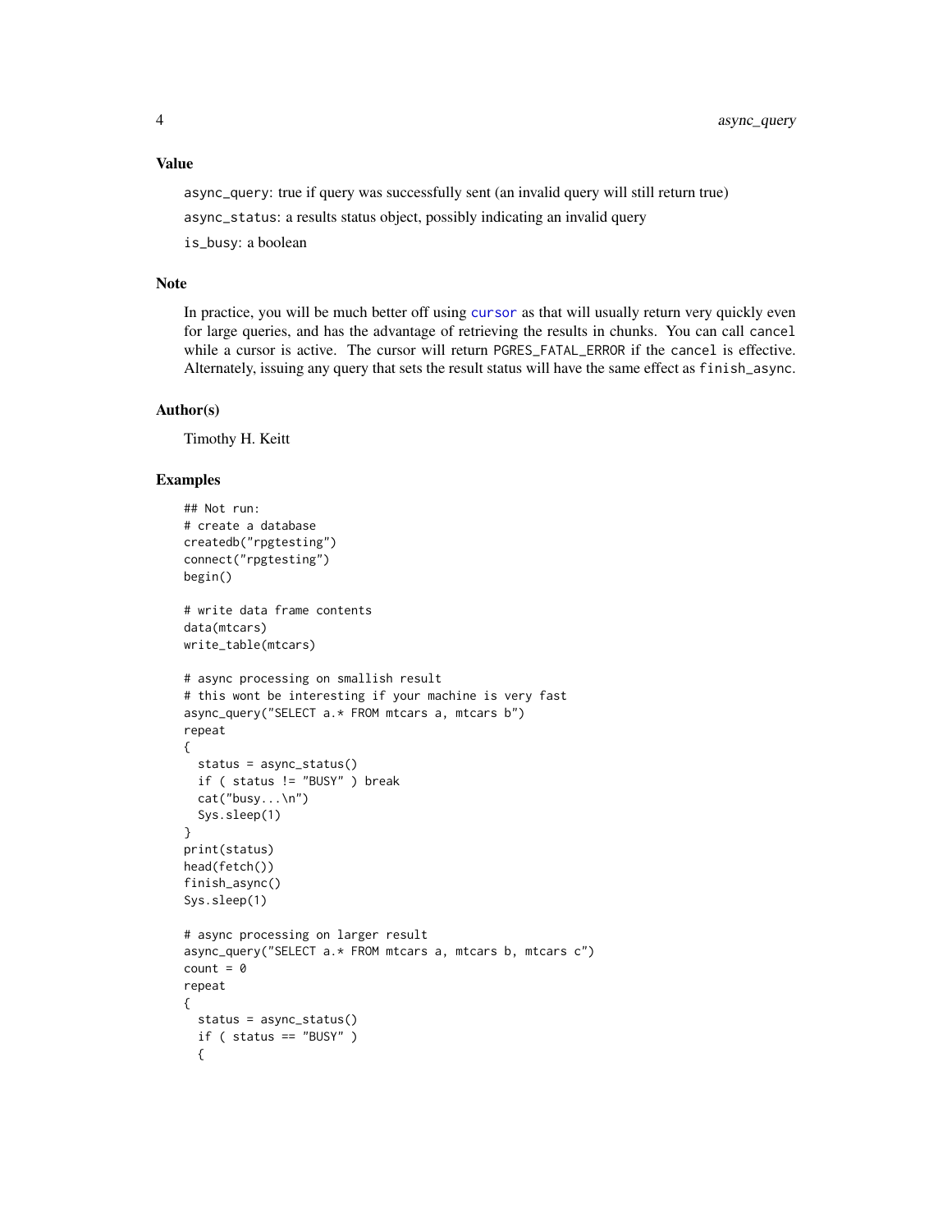## Value

`async_query`: true if query was successfully sent (an invalid query will still return true)

`async_status`: a results status object, possibly indicating an invalid query

`is_busy`: a boolean

## Note

In practice, you will be much better off using `cursor` as that will usually return very quickly even for large queries, and has the advantage of retrieving the results in chunks. You can call `cancel` while a cursor is active. The cursor will return `PGRES_FATAL_ERROR` if the `cancel` is effective. Alternately, issuing any query that sets the result status will have the same effect as `finish_async`.

## Author(s)

Timothy H. Keitt

## Examples

```
## Not run:
# create a database
createdb("rpgtesting")
connect("rpgtesting")
begin()

# write data frame contents
data(mtcars)
write_table(mtcars)

# async processing on smallish result
# this wont be interesting if your machine is very fast
async_query("SELECT a.* FROM mtcars a, mtcars b")
repeat
{
  status = async_status()
  if ( status != "BUSY" ) break
  cat("busy...\n")
  Sys.sleep(1)
}
print(status)
head(fetch())
finish_async()
Sys.sleep(1)

# async processing on larger result
async_query("SELECT a.* FROM mtcars a, mtcars b, mtcars c")
count = 0
repeat
{
  status = async_status()
  if ( status == "BUSY" )
  {
```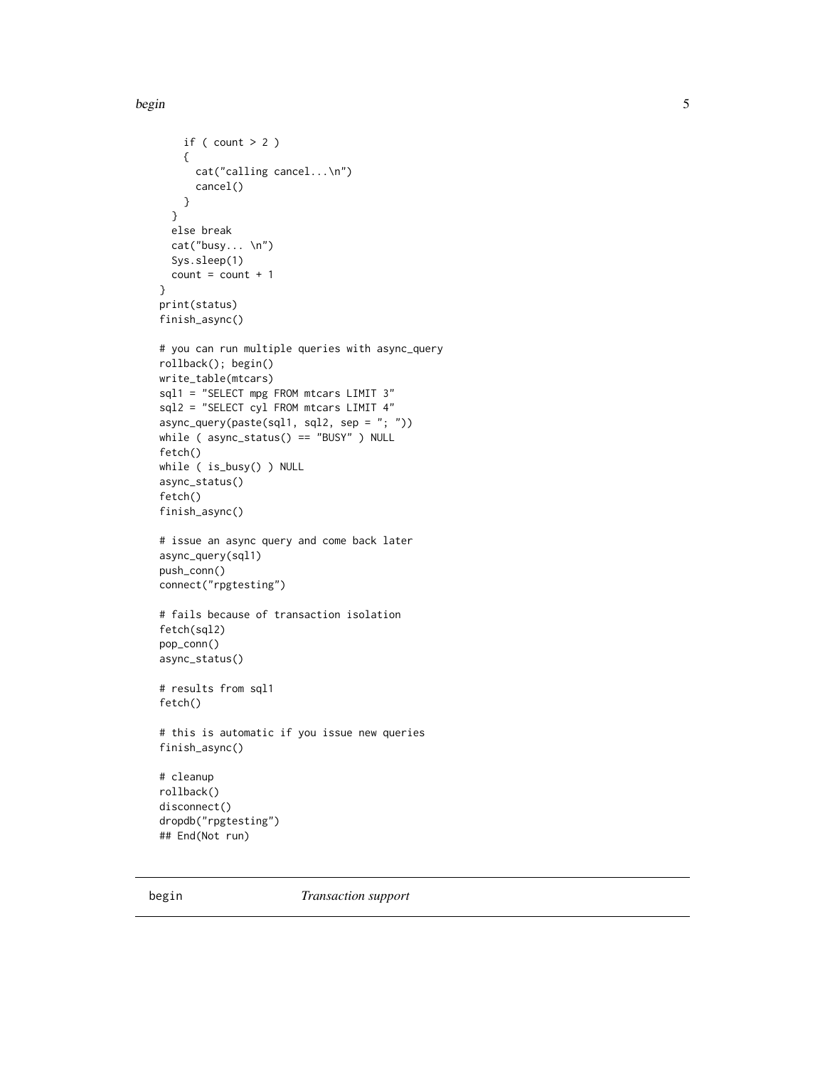```
    if ( count > 2 )
    {
      cat("calling cancel...\n")
      cancel()
    }
  }
  else break
  cat("busy... \n")
  Sys.sleep(1)
  count = count + 1
}
print(status)
finish_async()

# you can run multiple queries with async_query
rollback(); begin()
write_table(mtcars)
sql1 = "SELECT mpg FROM mtcars LIMIT 3"
sql2 = "SELECT cyl FROM mtcars LIMIT 4"
async_query(paste(sql1, sql2, sep = "; "))
while ( async_status() == "BUSY" ) NULL
fetch()
while ( is_busy() ) NULL
async_status()
fetch()
finish_async()

# issue an async query and come back later
async_query(sql1)
push_conn()
connect("rpgtesting")

# fails because of transaction isolation
fetch(sql2)
pop_conn()
async_status()

# results from sql1
fetch()

# this is automatic if you issue new queries
finish_async()

# cleanup
rollback()
disconnect()
dropdb("rpgtesting")
## End(Not run)
```

## begin *Transaction support*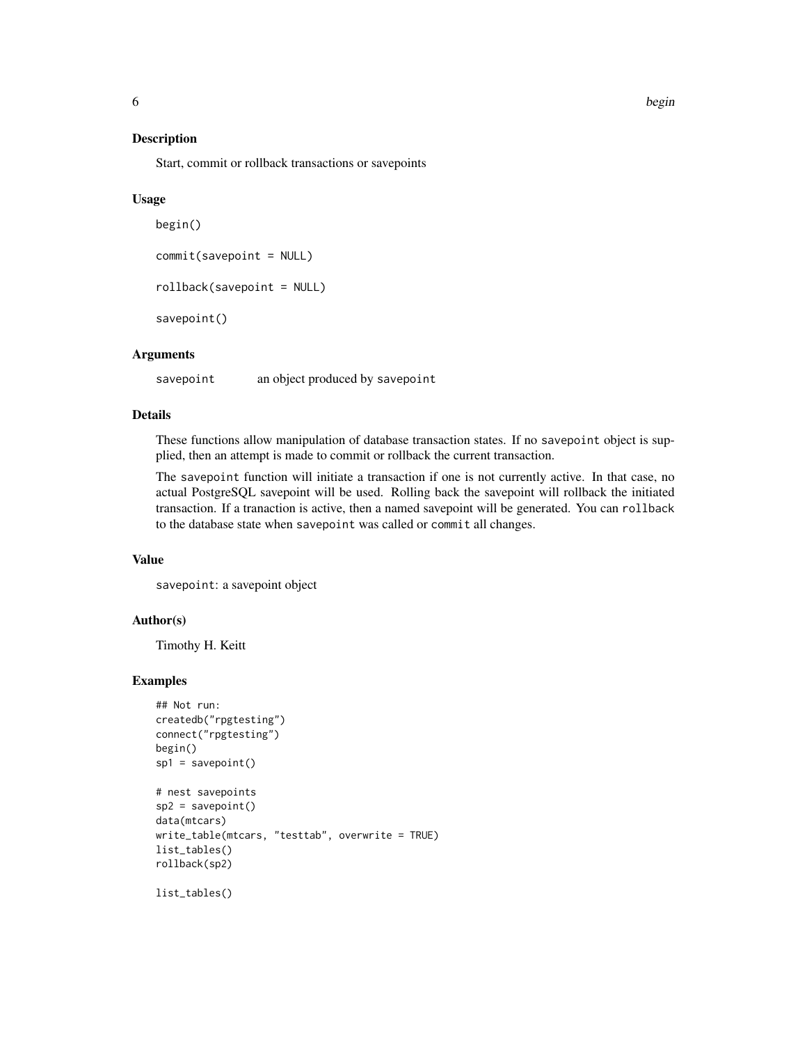### Description

Start, commit or rollback transactions or savepoints

### Usage

```
begin()

commit(savepoint = NULL)

rollback(savepoint = NULL)

savepoint()
```

### Arguments

| | |
|---|---|
| savepoint | an object produced by savepoint |

### Details

These functions allow manipulation of database transaction states. If no savepoint object is supplied, then an attempt is made to commit or rollback the current transaction.

The savepoint function will initiate a transaction if one is not currently active. In that case, no actual PostgreSQL savepoint will be used. Rolling back the savepoint will rollback the initiated transaction. If a tranaction is active, then a named savepoint will be generated. You can rollback to the database state when savepoint was called or commit all changes.

### Value

savepoint: a savepoint object

### Author(s)

Timothy H. Keitt

### Examples

```
## Not run:
createdb("rpgtesting")
connect("rpgtesting")
begin()
sp1 = savepoint()

# nest savepoints
sp2 = savepoint()
data(mtcars)
write_table(mtcars, "testtab", overwrite = TRUE)
list_tables()
rollback(sp2)

list_tables()
```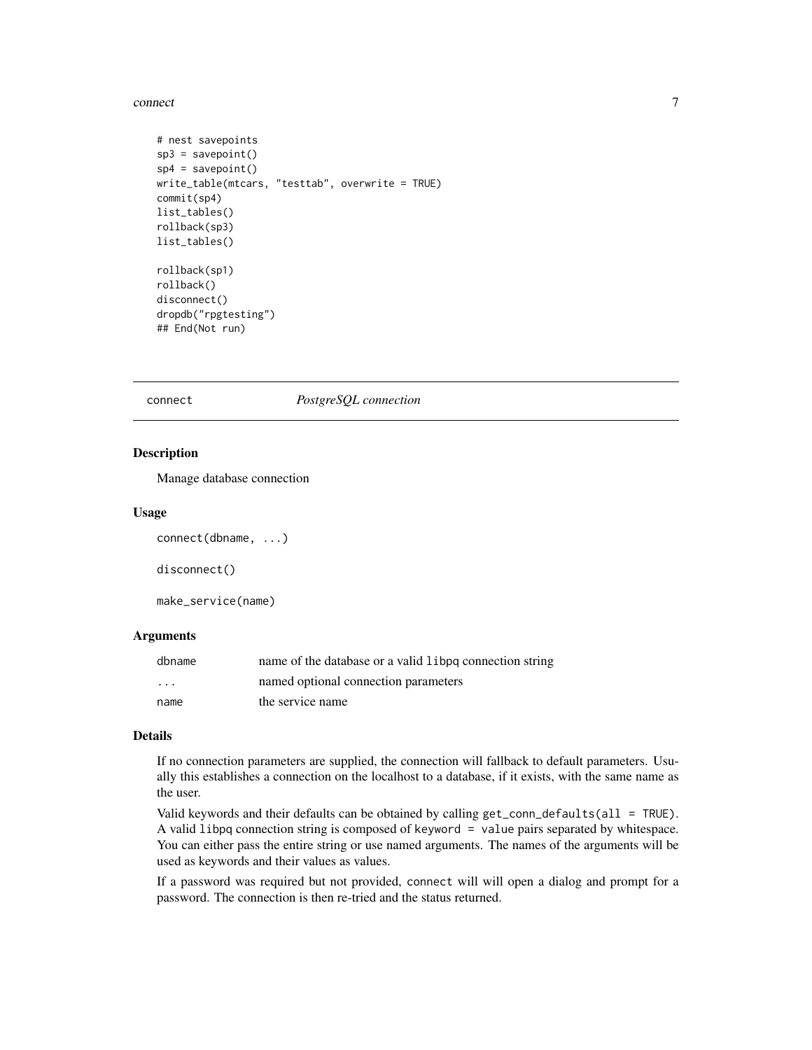```
# nest savepoints
sp3 = savepoint()
sp4 = savepoint()
write_table(mtcars, "testtab", overwrite = TRUE)
commit(sp4)
list_tables()
rollback(sp3)
list_tables()

rollback(sp1)
rollback()
disconnect()
dropdb("rpgtesting")
## End(Not run)
```

## connect *PostgreSQL connection*

### Description

Manage database connection

### Usage

```
connect(dbname, ...)

disconnect()

make_service(name)
```

### Arguments

| | |
|---|---|
| dbname | name of the database or a valid libpq connection string |
| ... | named optional connection parameters |
| name | the service name |

### Details

If no connection parameters are supplied, the connection will fallback to default parameters. Usually this establishes a connection on the localhost to a database, if it exists, with the same name as the user.

Valid keywords and their defaults can be obtained by calling `get_conn_defaults(all = TRUE)`. A valid libpq connection string is composed of `keyword = value` pairs separated by whitespace. You can either pass the entire string or use named arguments. The names of the arguments will be used as keywords and their values as values.

If a password was required but not provided, `connect` will will open a dialog and prompt for a password. The connection is then re-tried and the status returned.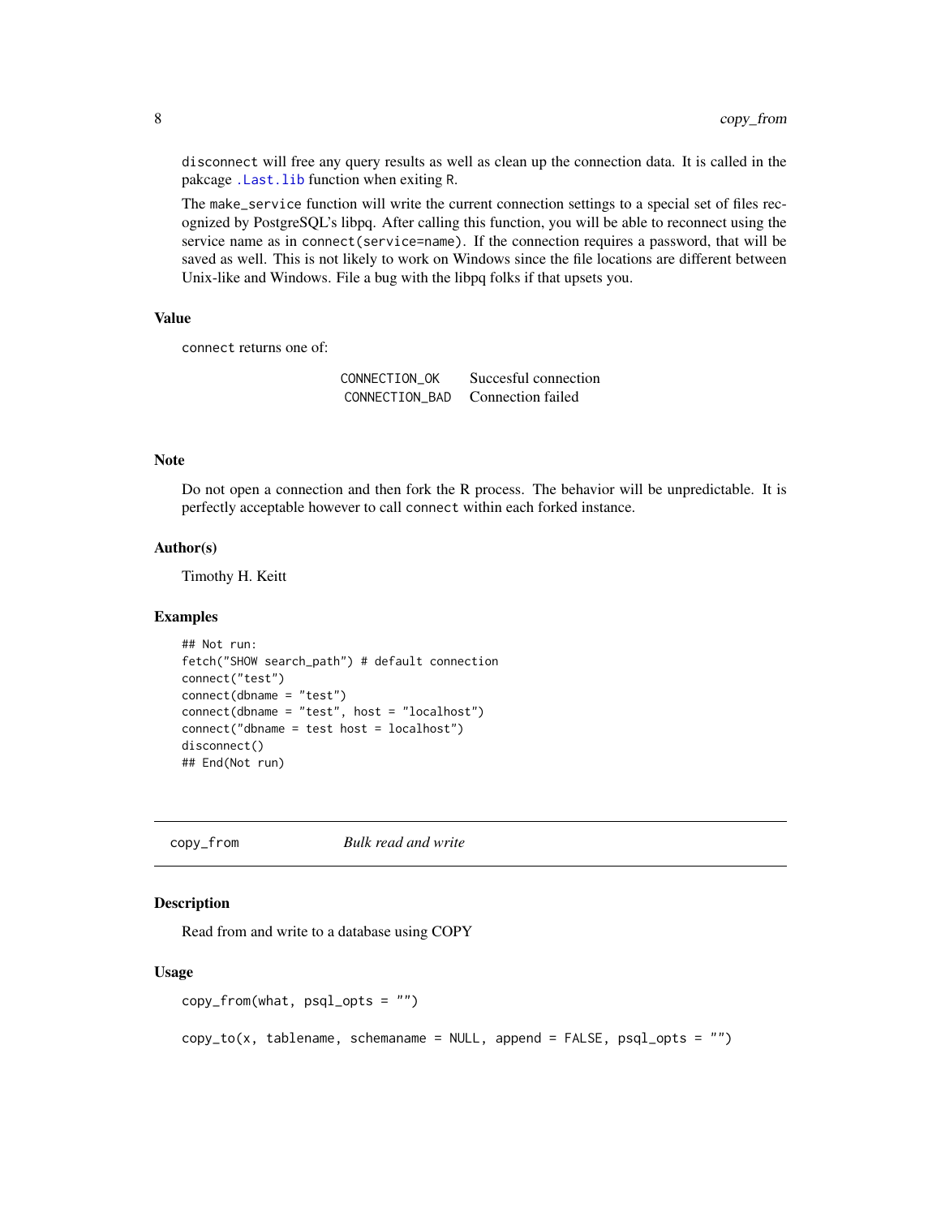disconnect will free any query results as well as clean up the connection data. It is called in the pakcage .Last.lib function when exiting R.

The make_service function will write the current connection settings to a special set of files recognized by PostgreSQL's libpq. After calling this function, you will be able to reconnect using the service name as in connect(service=name). If the connection requires a password, that will be saved as well. This is not likely to work on Windows since the file locations are different between Unix-like and Windows. File a bug with the libpq folks if that upsets you.

### Value

connect returns one of:

| | |
|---|---|
| CONNECTION_OK | Succesful connection |
| CONNECTION_BAD | Connection failed |

### Note

Do not open a connection and then fork the R process. The behavior will be unpredictable. It is perfectly acceptable however to call connect within each forked instance.

### Author(s)

Timothy H. Keitt

### Examples

```
## Not run:
fetch("SHOW search_path") # default connection
connect("test")
connect(dbname = "test")
connect(dbname = "test", host = "localhost")
connect("dbname = test host = localhost")
disconnect()
## End(Not run)
```

---

## copy_from — *Bulk read and write*

---

### Description

Read from and write to a database using COPY

### Usage

```
copy_from(what, psql_opts = "")

copy_to(x, tablename, schemaname = NULL, append = FALSE, psql_opts = "")
```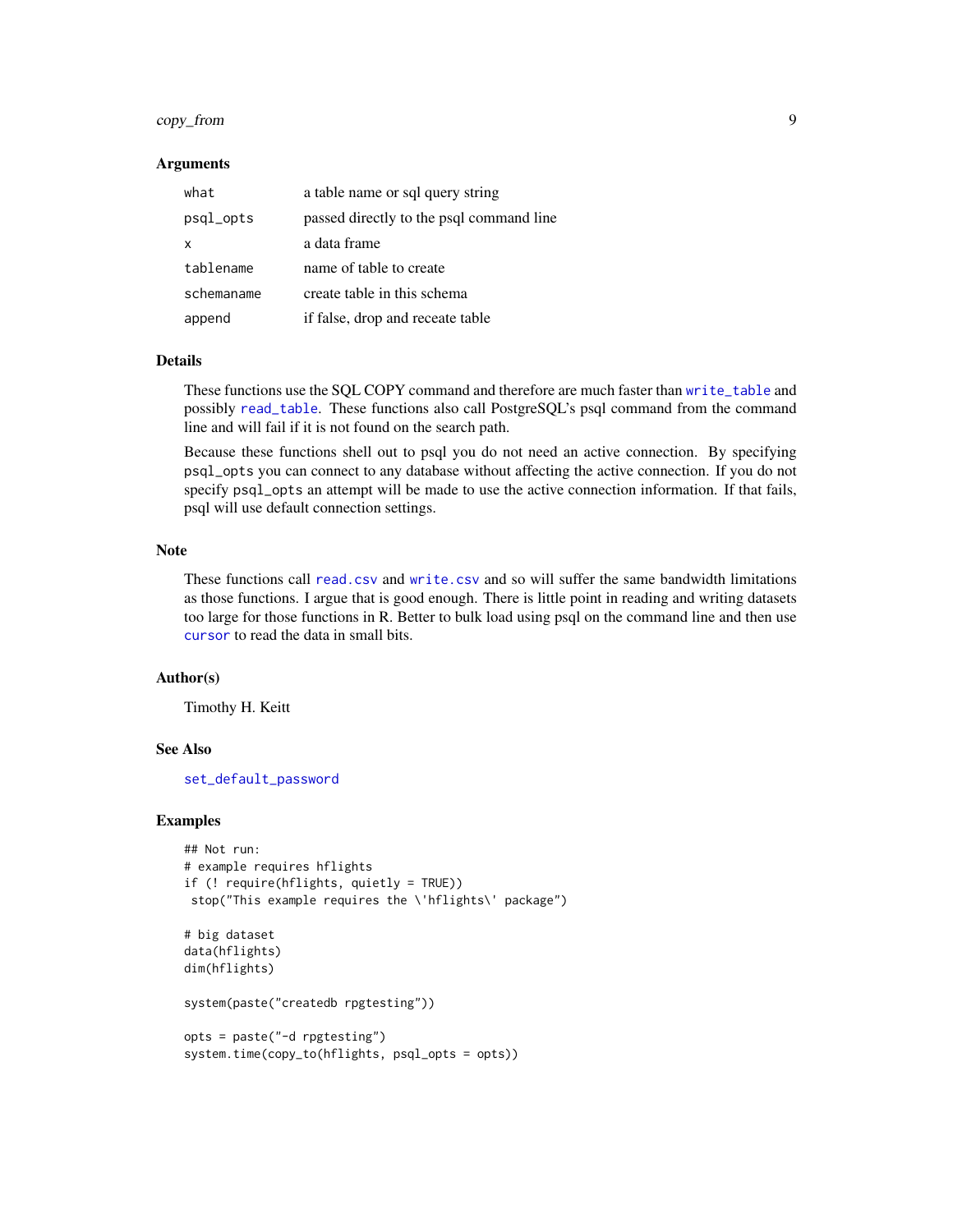### Arguments

| | |
|---|---|
| `what` | a table name or sql query string |
| `psql_opts` | passed directly to the psql command line |
| `x` | a data frame |
| `tablename` | name of table to create |
| `schemaname` | create table in this schema |
| `append` | if false, drop and receate table |

### Details

These functions use the SQL COPY command and therefore are much faster than `write_table` and possibly `read_table`. These functions also call PostgreSQL's psql command from the command line and will fail if it is not found on the search path.

Because these functions shell out to psql you do not need an active connection. By specifying `psql_opts` you can connect to any database without affecting the active connection. If you do not specify `psql_opts` an attempt will be made to use the active connection information. If that fails, psql will use default connection settings.

### Note

These functions call `read.csv` and `write.csv` and so will suffer the same bandwidth limitations as those functions. I argue that is good enough. There is little point in reading and writing datasets too large for those functions in R. Better to bulk load using psql on the command line and then use `cursor` to read the data in small bits.

### Author(s)

Timothy H. Keitt

### See Also

`set_default_password`

### Examples

```
## Not run:
# example requires hflights
if (! require(hflights, quietly = TRUE))
 stop("This example requires the \'hflights\' package")

# big dataset
data(hflights)
dim(hflights)

system(paste("createdb rpgtesting"))

opts = paste("-d rpgtesting")
system.time(copy_to(hflights, psql_opts = opts))
```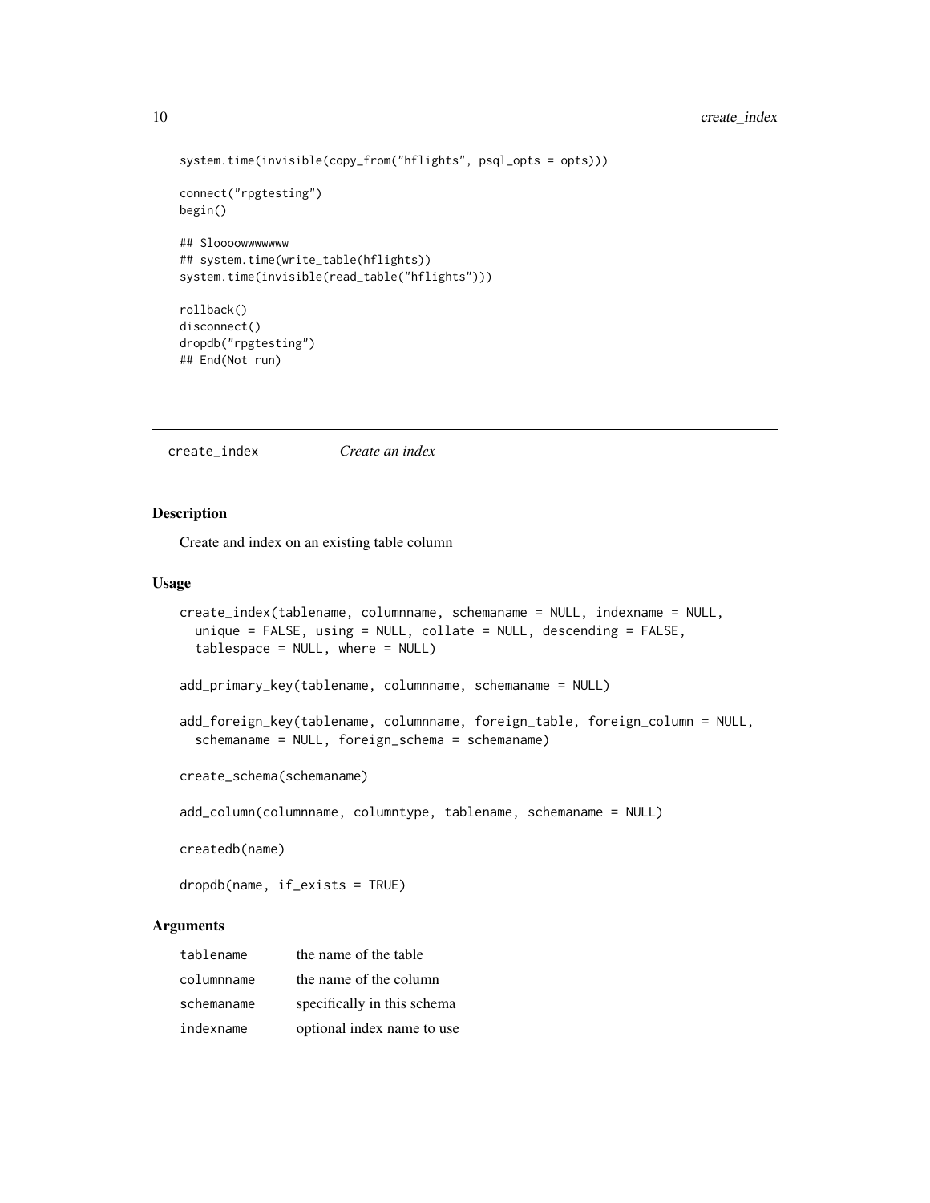```
system.time(invisible(copy_from("hflights", psql_opts = opts)))

connect("rpgtesting")
begin()

## Sloooowwwwwww
## system.time(write_table(hflights))
system.time(invisible(read_table("hflights")))

rollback()
disconnect()
dropdb("rpgtesting")
## End(Not run)
```

## create_index — *Create an index*

### Description

Create and index on an existing table column

### Usage

```
create_index(tablename, columnname, schemaname = NULL, indexname = NULL,
  unique = FALSE, using = NULL, collate = NULL, descending = FALSE,
  tablespace = NULL, where = NULL)

add_primary_key(tablename, columnname, schemaname = NULL)

add_foreign_key(tablename, columnname, foreign_table, foreign_column = NULL,
  schemaname = NULL, foreign_schema = schemaname)

create_schema(schemaname)

add_column(columnname, columntype, tablename, schemaname = NULL)

createdb(name)

dropdb(name, if_exists = TRUE)
```

### Arguments

| | |
|---|---|
| tablename | the name of the table |
| columnname | the name of the column |
| schemaname | specifically in this schema |
| indexname | optional index name to use |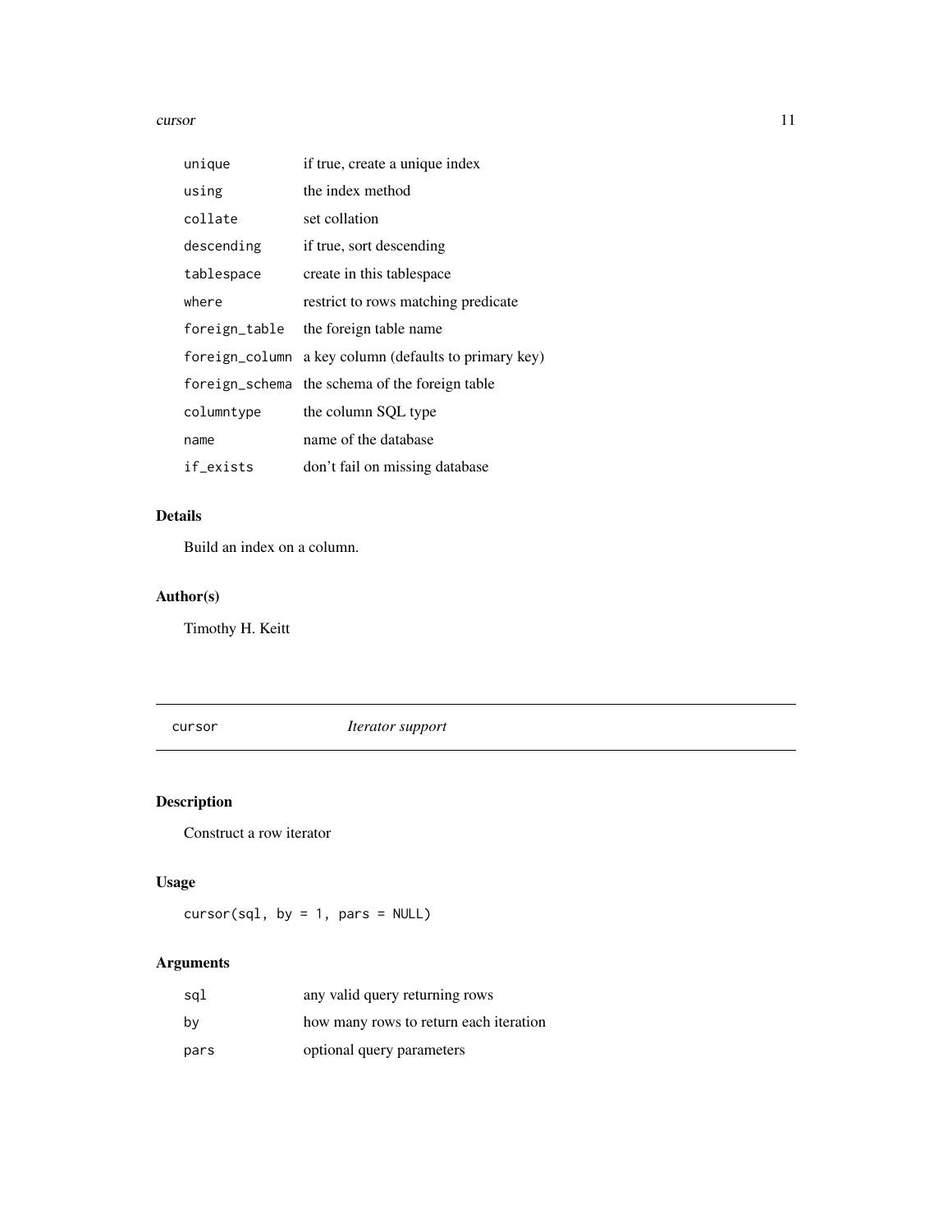| | |
|---|---|
| `unique` | if true, create a unique index |
| `using` | the index method |
| `collate` | set collation |
| `descending` | if true, sort descending |
| `tablespace` | create in this tablespace |
| `where` | restrict to rows matching predicate |
| `foreign_table` | the foreign table name |
| `foreign_column` | a key column (defaults to primary key) |
| `foreign_schema` | the schema of the foreign table |
| `columntype` | the column SQL type |
| `name` | name of the database |
| `if_exists` | don't fail on missing database |

## Details

Build an index on a column.

## Author(s)

Timothy H. Keitt

---

# `cursor` *Iterator support*

---

## Description

Construct a row iterator

## Usage

```
cursor(sql, by = 1, pars = NULL)
```

## Arguments

| | |
|---|---|
| `sql` | any valid query returning rows |
| `by` | how many rows to return each iteration |
| `pars` | optional query parameters |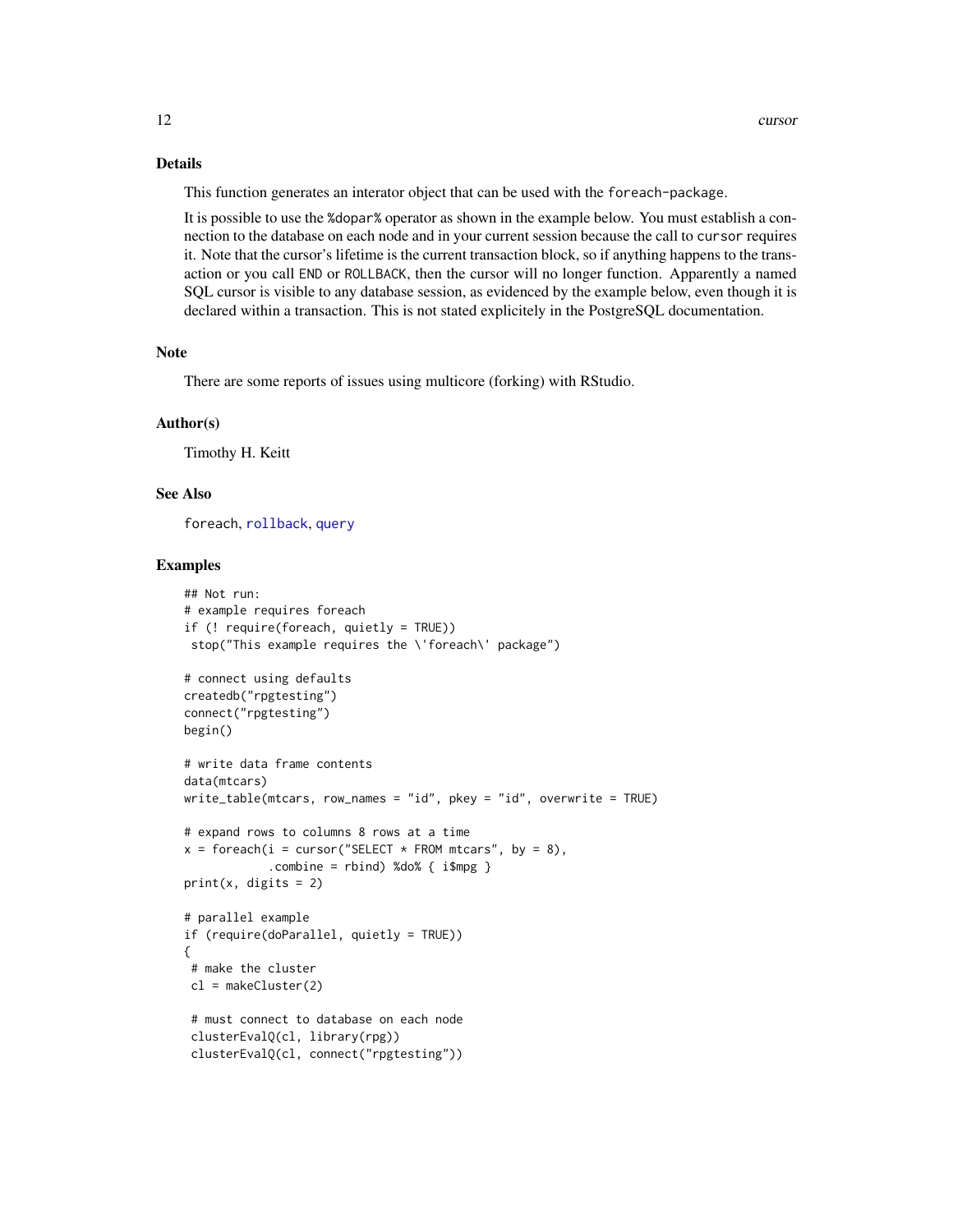## Details

This function generates an interator object that can be used with the `foreach-package`.

It is possible to use the `%dopar%` operator as shown in the example below. You must establish a connection to the database on each node and in your current session because the call to `cursor` requires it. Note that the cursor's lifetime is the current transaction block, so if anything happens to the transaction or you call `END` or `ROLLBACK`, then the cursor will no longer function. Apparently a named SQL cursor is visible to any database session, as evidenced by the example below, even though it is declared within a transaction. This is not stated explicitely in the PostgreSQL documentation.

## Note

There are some reports of issues using multicore (forking) with RStudio.

## Author(s)

Timothy H. Keitt

## See Also

`foreach`, `rollback`, `query`

## Examples

```
## Not run:
# example requires foreach
if (! require(foreach, quietly = TRUE))
 stop("This example requires the \'foreach\' package")

# connect using defaults
createdb("rpgtesting")
connect("rpgtesting")
begin()

# write data frame contents
data(mtcars)
write_table(mtcars, row_names = "id", pkey = "id", overwrite = TRUE)

# expand rows to columns 8 rows at a time
x = foreach(i = cursor("SELECT * FROM mtcars", by = 8),
            .combine = rbind) %do% { i$mpg }
print(x, digits = 2)

# parallel example
if (require(doParallel, quietly = TRUE))
{
 # make the cluster
 cl = makeCluster(2)

 # must connect to database on each node
 clusterEvalQ(cl, library(rpg))
 clusterEvalQ(cl, connect("rpgtesting"))
```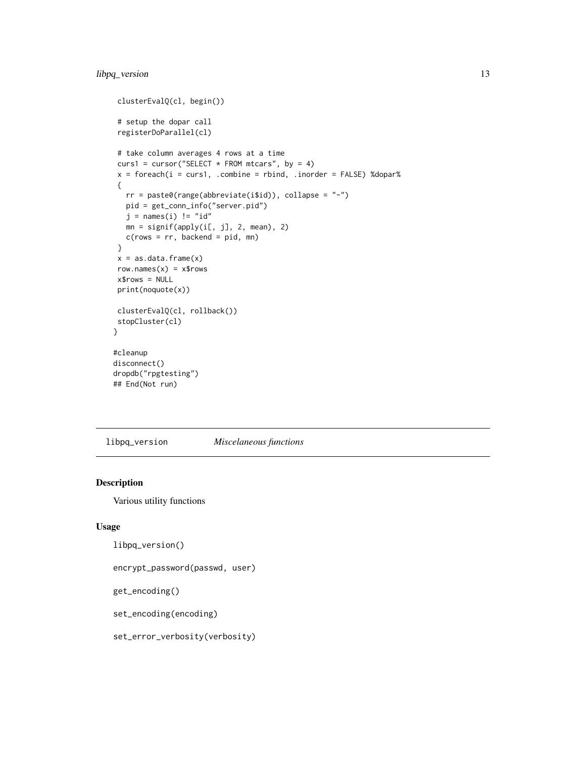```
 clusterEvalQ(cl, begin())

 # setup the dopar call
 registerDoParallel(cl)

 # take column averages 4 rows at a time
 curs1 = cursor("SELECT * FROM mtcars", by = 4)
 x = foreach(i = curs1, .combine = rbind, .inorder = FALSE) %dopar%
 {
   rr = paste0(range(abbreviate(i$id)), collapse = "-")
   pid = get_conn_info("server.pid")
   j = names(i) != "id"
   mn = signif(apply(i[, j], 2, mean), 2)
   c(rows = rr, backend = pid, mn)
 }
 x = as.data.frame(x)
 row.names(x) = x$rows
 x$rows = NULL
 print(noquote(x))

 clusterEvalQ(cl, rollback())
 stopCluster(cl)
}

#cleanup
disconnect()
dropdb("rpgtesting")
## End(Not run)
```

## libpq_version *Miscelaneous functions*

### Description

Various utility functions

### Usage

```
libpq_version()

encrypt_password(passwd, user)

get_encoding()

set_encoding(encoding)

set_error_verbosity(verbosity)
```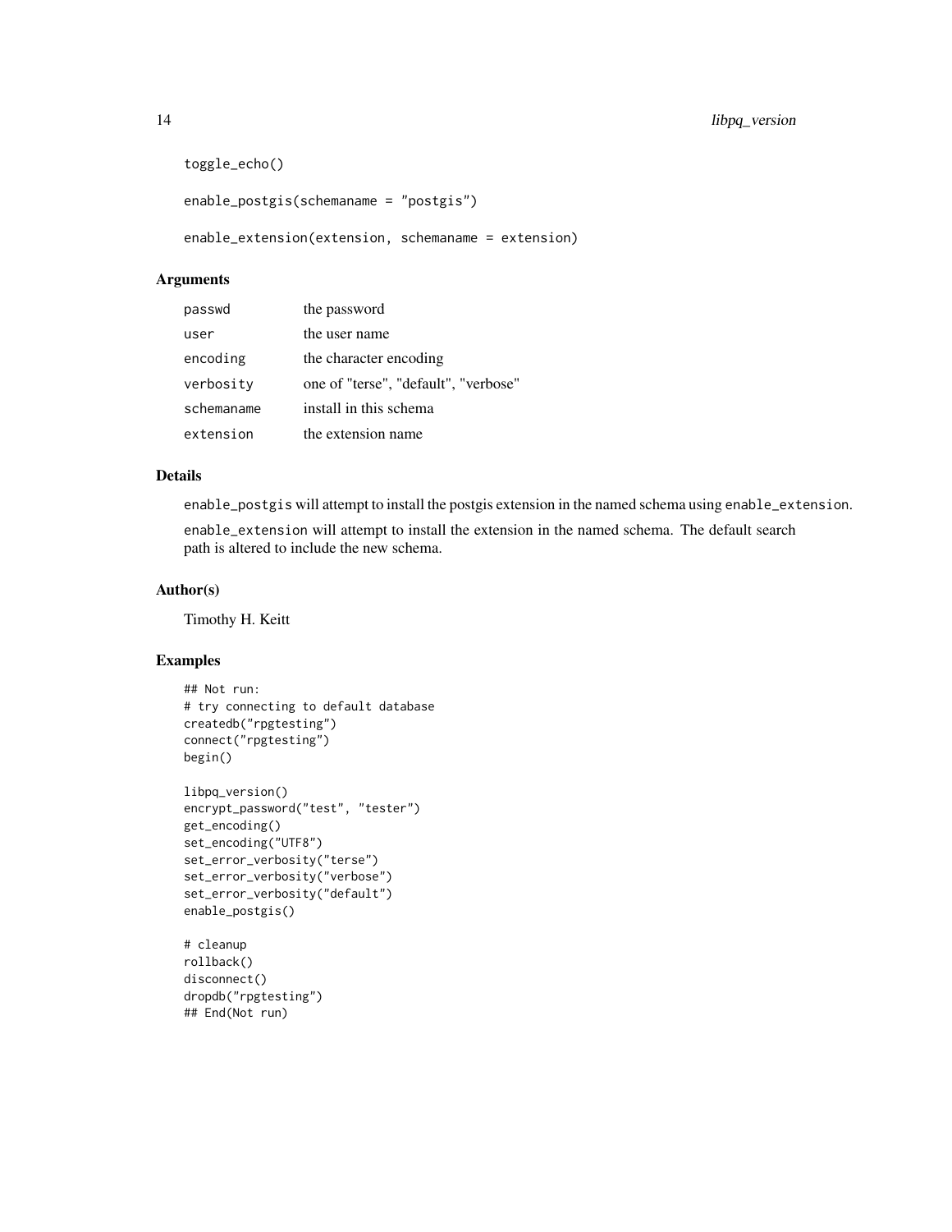```
toggle_echo()

enable_postgis(schemaname = "postgis")

enable_extension(extension, schemaname = extension)
```

## Arguments

| | |
|---|---|
| `passwd` | the password |
| `user` | the user name |
| `encoding` | the character encoding |
| `verbosity` | one of "terse", "default", "verbose" |
| `schemaname` | install in this schema |
| `extension` | the extension name |

## Details

`enable_postgis` will attempt to install the postgis extension in the named schema using `enable_extension`.

`enable_extension` will attempt to install the extension in the named schema. The default search path is altered to include the new schema.

## Author(s)

Timothy H. Keitt

## Examples

```
## Not run:
# try connecting to default database
createdb("rpgtesting")
connect("rpgtesting")
begin()

libpq_version()
encrypt_password("test", "tester")
get_encoding()
set_encoding("UTF8")
set_error_verbosity("terse")
set_error_verbosity("verbose")
set_error_verbosity("default")
enable_postgis()

# cleanup
rollback()
disconnect()
dropdb("rpgtesting")
## End(Not run)
```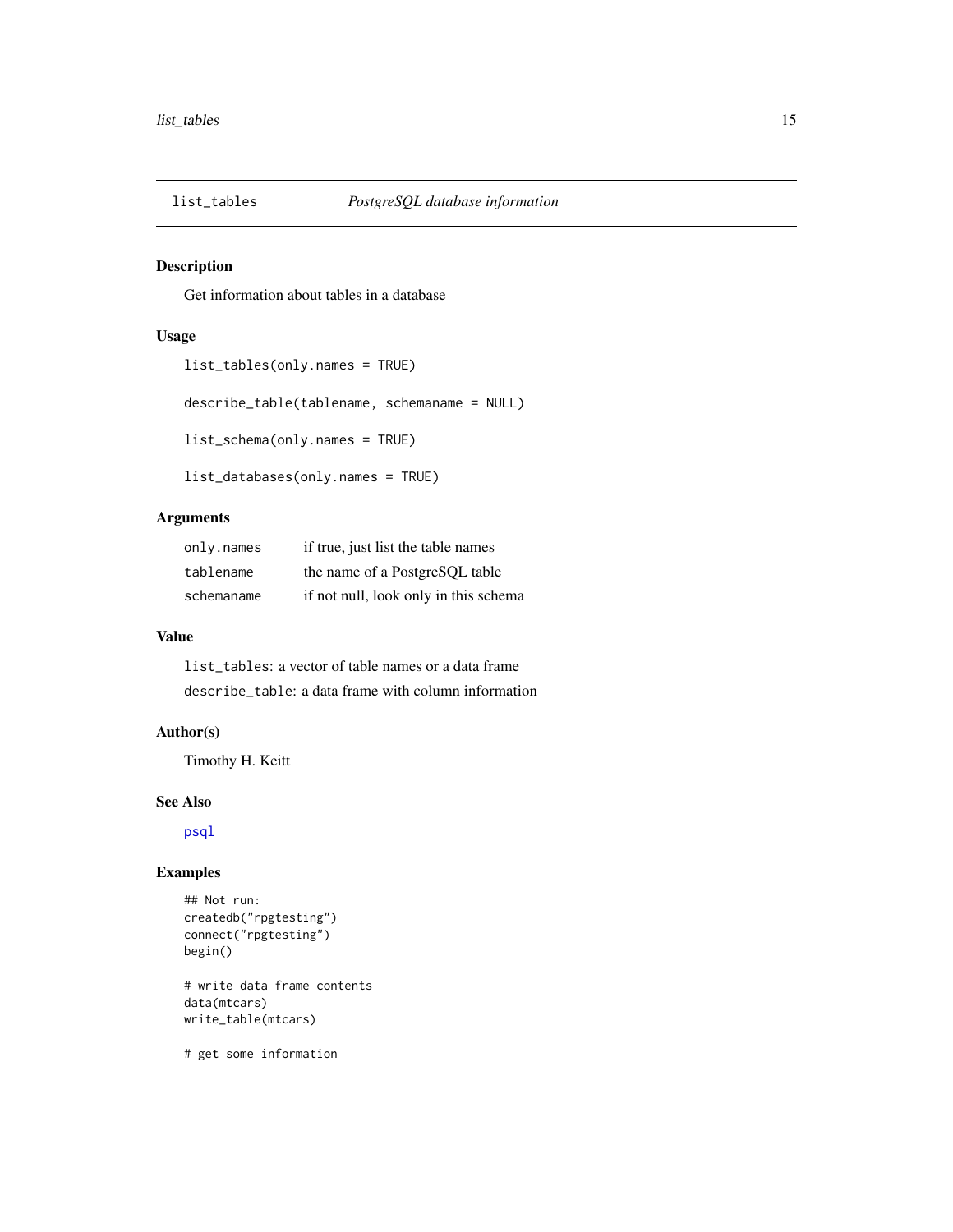## list_tables — *PostgreSQL database information*

### Description

Get information about tables in a database

### Usage

```
list_tables(only.names = TRUE)

describe_table(tablename, schemaname = NULL)

list_schema(only.names = TRUE)

list_databases(only.names = TRUE)
```

### Arguments

| | |
|---|---|
| `only.names` | if true, just list the table names |
| `tablename` | the name of a PostgreSQL table |
| `schemaname` | if not null, look only in this schema |

### Value

`list_tables`: a vector of table names or a data frame

`describe_table`: a data frame with column information

### Author(s)

Timothy H. Keitt

### See Also

`psql`

### Examples

```
## Not run:
createdb("rpgtesting")
connect("rpgtesting")
begin()

# write data frame contents
data(mtcars)
write_table(mtcars)

# get some information
```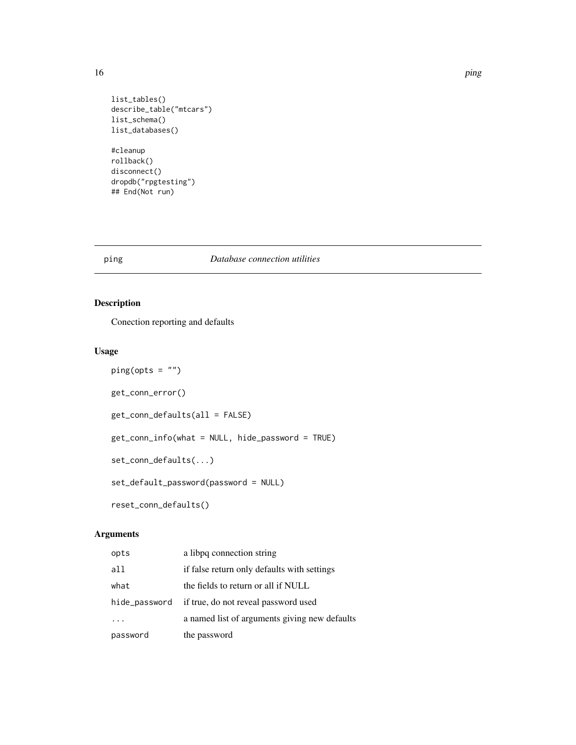```
list_tables()
describe_table("mtcars")
list_schema()
list_databases()

#cleanup
rollback()
disconnect()
dropdb("rpgtesting")
## End(Not run)
```

---

## ping — *Database connection utilities*

### Description

Conection reporting and defaults

### Usage

```
ping(opts = "")

get_conn_error()

get_conn_defaults(all = FALSE)

get_conn_info(what = NULL, hide_password = TRUE)

set_conn_defaults(...)

set_default_password(password = NULL)

reset_conn_defaults()
```

### Arguments

| | |
|---|---|
| opts | a libpq connection string |
| all | if false return only defaults with settings |
| what | the fields to return or all if NULL |
| hide_password | if true, do not reveal password used |
| ... | a named list of arguments giving new defaults |
| password | the password |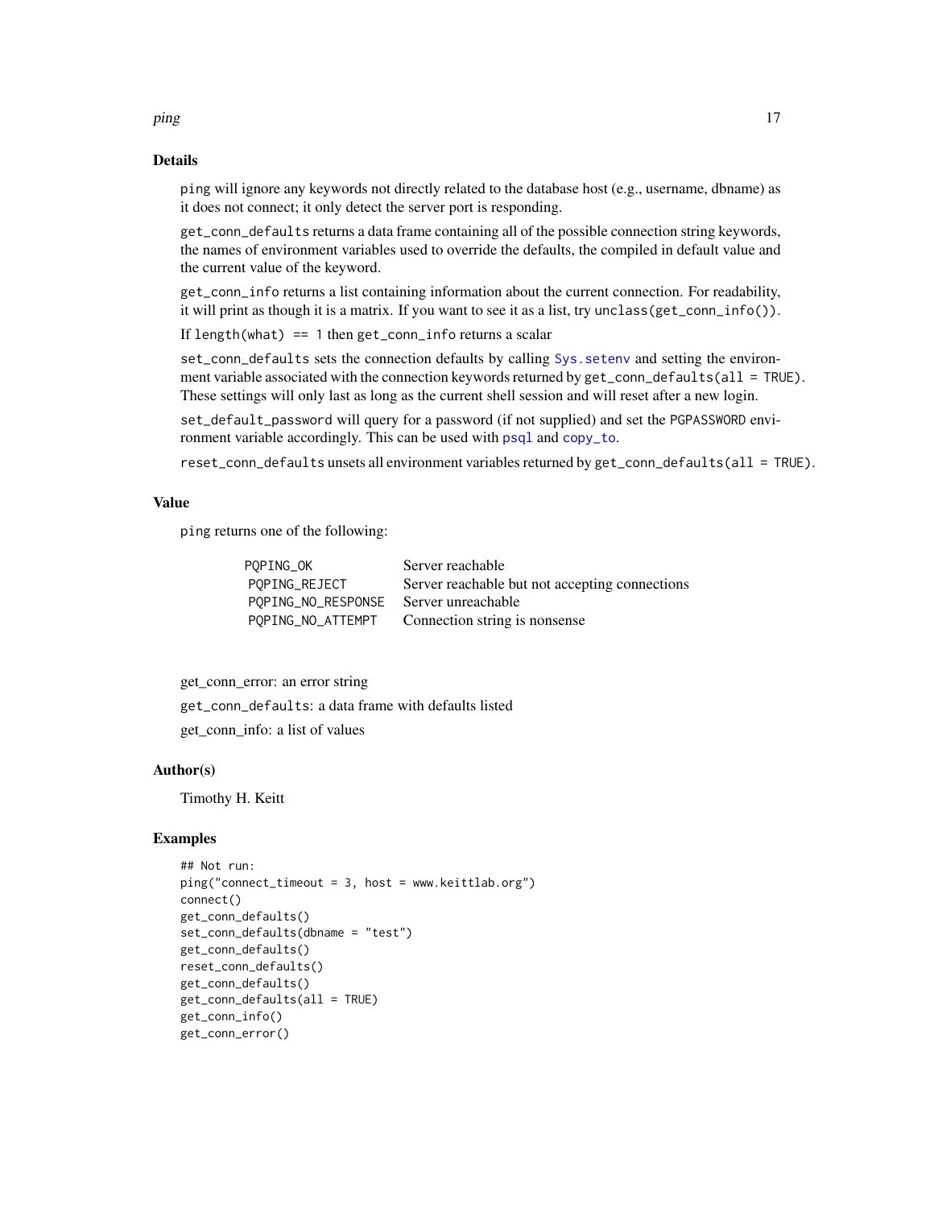## Details

`ping` will ignore any keywords not directly related to the database host (e.g., username, dbname) as it does not connect; it only detect the server port is responding.

`get_conn_defaults` returns a data frame containing all of the possible connection string keywords, the names of environment variables used to override the defaults, the compiled in default value and the current value of the keyword.

`get_conn_info` returns a list containing information about the current connection. For readability, it will print as though it is a matrix. If you want to see it as a list, try `unclass(get_conn_info())`.

If `length(what) == 1` then `get_conn_info` returns a scalar

`set_conn_defaults` sets the connection defaults by calling `Sys.setenv` and setting the environment variable associated with the connection keywords returned by `get_conn_defaults(all = TRUE)`. These settings will only last as long as the current shell session and will reset after a new login.

`set_default_password` will query for a password (if not supplied) and set the `PGPASSWORD` environment variable accordingly. This can be used with `psql` and `copy_to`.

`reset_conn_defaults` unsets all environment variables returned by `get_conn_defaults(all = TRUE)`.

## Value

`ping` returns one of the following:

| | |
|---|---|
| `PQPING_OK` | Server reachable |
| `PQPING_REJECT` | Server reachable but not accepting connections |
| `PQPING_NO_RESPONSE` | Server unreachable |
| `PQPING_NO_ATTEMPT` | Connection string is nonsense |

get_conn_error: an error string

`get_conn_defaults`: a data frame with defaults listed

get_conn_info: a list of values

## Author(s)

Timothy H. Keitt

## Examples

```
## Not run:
ping("connect_timeout = 3, host = www.keittlab.org")
connect()
get_conn_defaults()
set_conn_defaults(dbname = "test")
get_conn_defaults()
reset_conn_defaults()
get_conn_defaults()
get_conn_defaults(all = TRUE)
get_conn_info()
get_conn_error()
```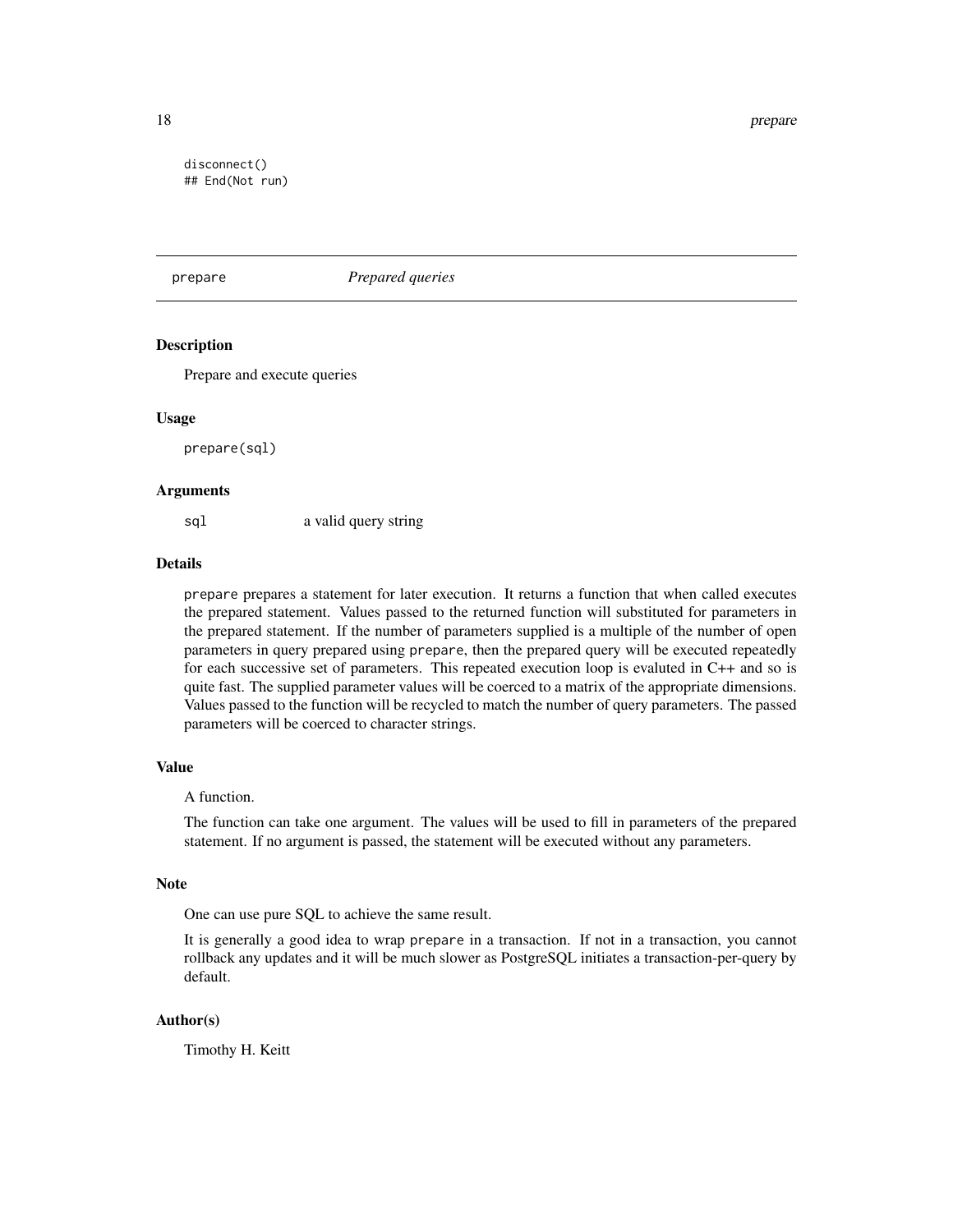```
disconnect()
## End(Not run)
```

## prepare — *Prepared queries*

### Description

Prepare and execute queries

### Usage

```
prepare(sql)
```

### Arguments

| | |
|---|---|
| `sql` | a valid query string |

### Details

`prepare` prepares a statement for later execution. It returns a function that when called executes the prepared statement. Values passed to the returned function will substituted for parameters in the prepared statement. If the number of parameters supplied is a multiple of the number of open parameters in query prepared using `prepare`, then the prepared query will be executed repeatedly for each successive set of parameters. This repeated execution loop is evaluted in C++ and so is quite fast. The supplied parameter values will be coerced to a matrix of the appropriate dimensions. Values passed to the function will be recycled to match the number of query parameters. The passed parameters will be coerced to character strings.

### Value

A function.

The function can take one argument. The values will be used to fill in parameters of the prepared statement. If no argument is passed, the statement will be executed without any parameters.

### Note

One can use pure SQL to achieve the same result.

It is generally a good idea to wrap `prepare` in a transaction. If not in a transaction, you cannot rollback any updates and it will be much slower as PostgreSQL initiates a transaction-per-query by default.

### Author(s)

Timothy H. Keitt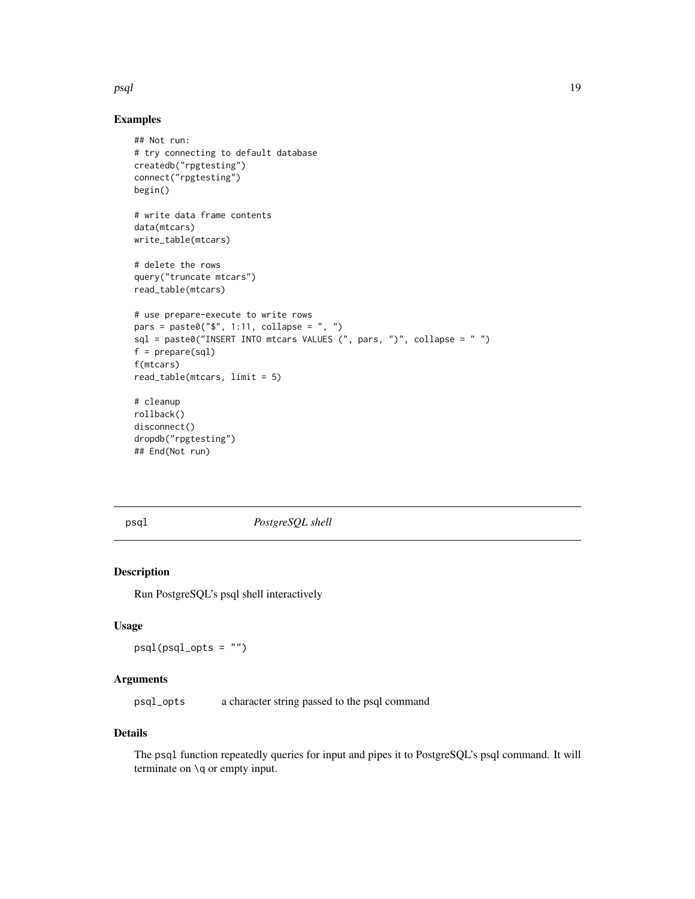## Examples

```
## Not run:
# try connecting to default database
createdb("rpgtesting")
connect("rpgtesting")
begin()

# write data frame contents
data(mtcars)
write_table(mtcars)

# delete the rows
query("truncate mtcars")
read_table(mtcars)

# use prepare-execute to write rows
pars = paste0("$", 1:11, collapse = ", ")
sql = paste0("INSERT INTO mtcars VALUES (", pars, ")", collapse = " ")
f = prepare(sql)
f(mtcars)
read_table(mtcars, limit = 5)

# cleanup
rollback()
disconnect()
dropdb("rpgtesting")
## End(Not run)
```

---

# psql — *PostgreSQL shell*

## Description

Run PostgreSQL's psql shell interactively

## Usage

```
psql(psql_opts = "")
```

## Arguments

| | |
|---|---|
| psql_opts | a character string passed to the psql command |

## Details

The `psql` function repeatedly queries for input and pipes it to PostgreSQL's psql command. It will terminate on `\q` or empty input.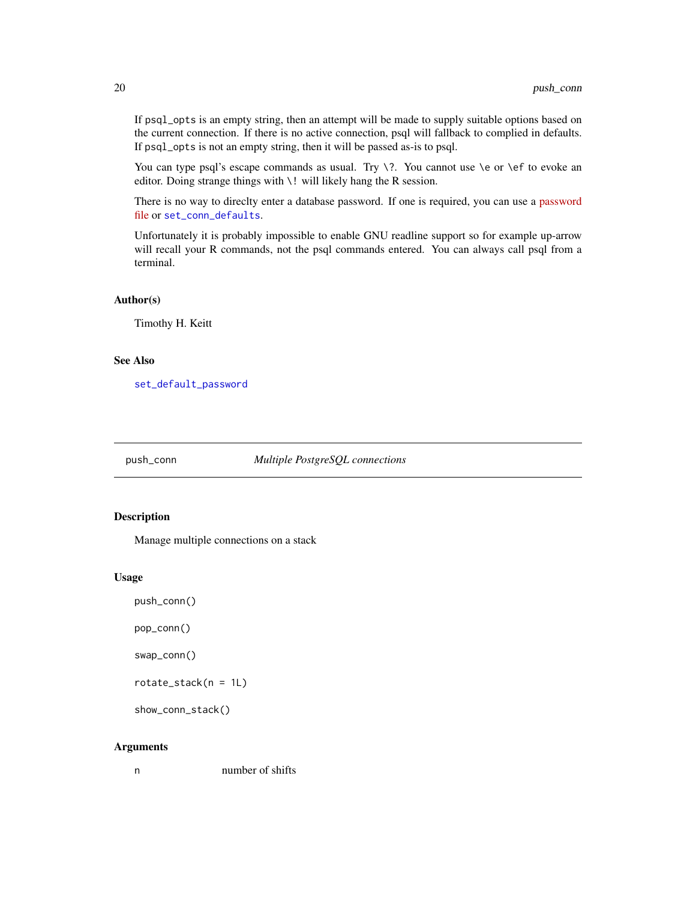If `psql_opts` is an empty string, then an attempt will be made to supply suitable options based on the current connection. If there is no active connection, psql will fallback to complied in defaults. If `psql_opts` is not an empty string, then it will be passed as-is to psql.

You can type psql's escape commands as usual. Try `\?`. You cannot use `\e` or `\ef` to evoke an editor. Doing strange things with `\!` will likely hang the R session.

There is no way to direclty enter a database password. If one is required, you can use a password file or `set_conn_defaults`.

Unfortunately it is probably impossible to enable GNU readline support so for example up-arrow will recall your R commands, not the psql commands entered. You can always call psql from a terminal.

### Author(s)

Timothy H. Keitt

### See Also

`set_default_password`

---

## push_conn — *Multiple PostgreSQL connections*

### Description

Manage multiple connections on a stack

### Usage

```
push_conn()

pop_conn()

swap_conn()

rotate_stack(n = 1L)

show_conn_stack()
```

### Arguments

| | |
|---|---|
| n | number of shifts |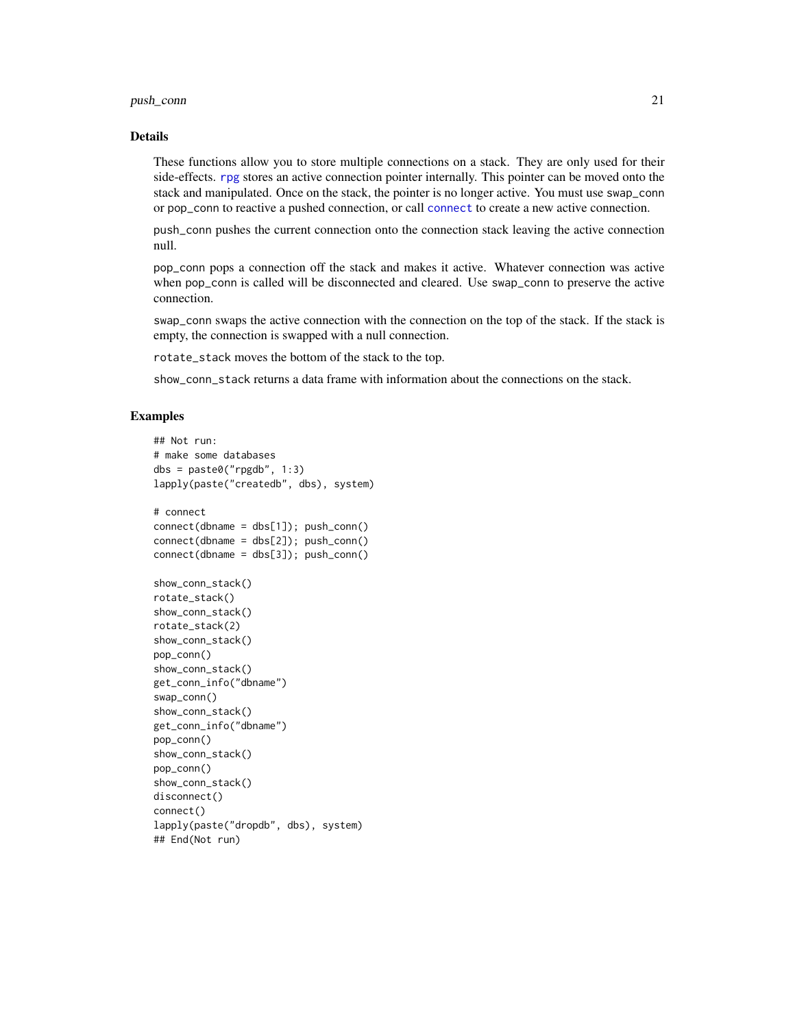### Details

These functions allow you to store multiple connections on a stack. They are only used for their side-effects. rpg stores an active connection pointer internally. This pointer can be moved onto the stack and manipulated. Once on the stack, the pointer is no longer active. You must use `swap_conn` or `pop_conn` to reactive a pushed connection, or call `connect` to create a new active connection.

`push_conn` pushes the current connection onto the connection stack leaving the active connection null.

`pop_conn` pops a connection off the stack and makes it active. Whatever connection was active when `pop_conn` is called will be disconnected and cleared. Use `swap_conn` to preserve the active connection.

`swap_conn` swaps the active connection with the connection on the top of the stack. If the stack is empty, the connection is swapped with a null connection.

`rotate_stack` moves the bottom of the stack to the top.

`show_conn_stack` returns a data frame with information about the connections on the stack.

### Examples

```
## Not run:
# make some databases
dbs = paste0("rpgdb", 1:3)
lapply(paste("createdb", dbs), system)

# connect
connect(dbname = dbs[1]); push_conn()
connect(dbname = dbs[2]); push_conn()
connect(dbname = dbs[3]); push_conn()

show_conn_stack()
rotate_stack()
show_conn_stack()
rotate_stack(2)
show_conn_stack()
pop_conn()
show_conn_stack()
get_conn_info("dbname")
swap_conn()
show_conn_stack()
get_conn_info("dbname")
pop_conn()
show_conn_stack()
pop_conn()
show_conn_stack()
disconnect()
connect()
lapply(paste("dropdb", dbs), system)
## End(Not run)
```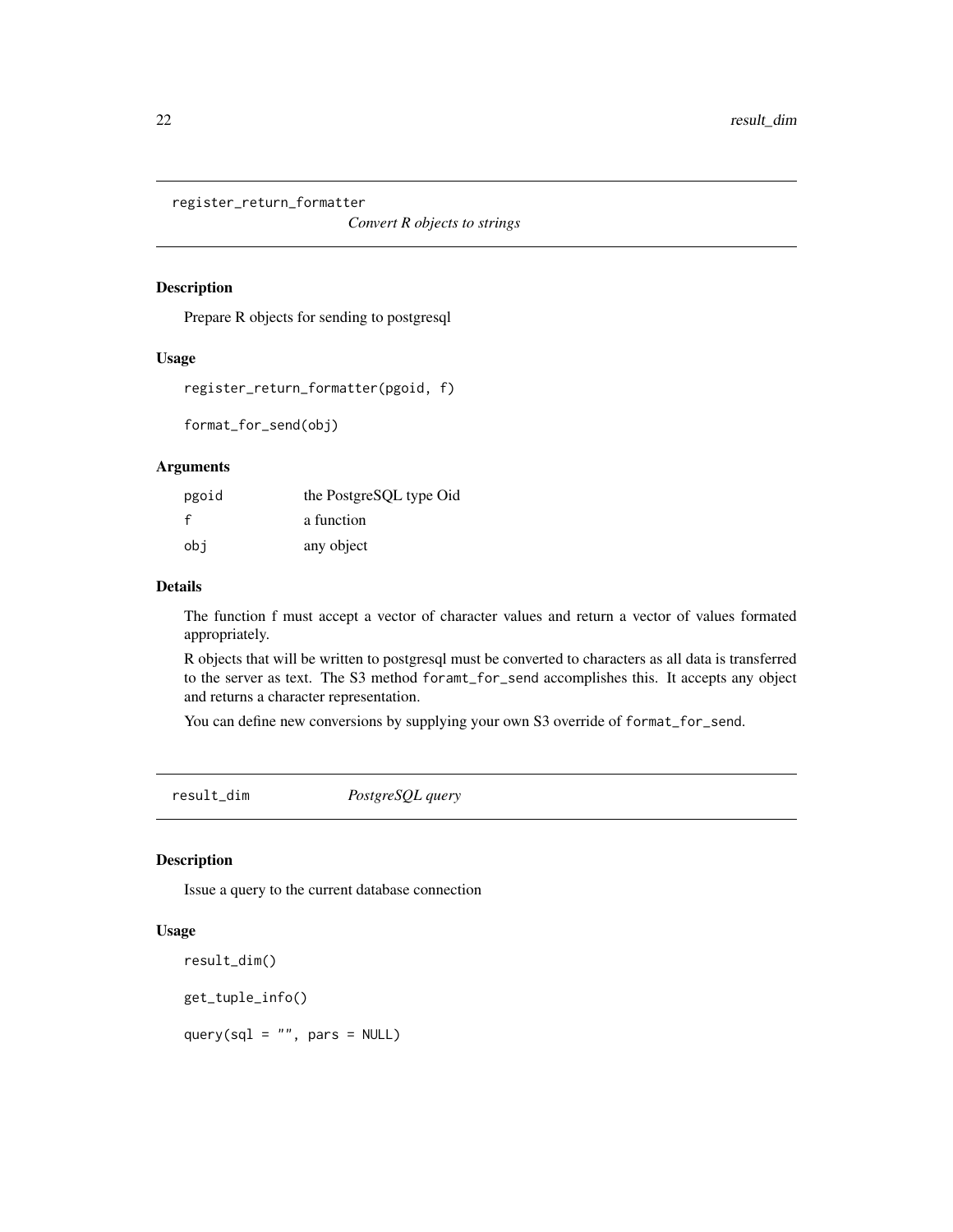## register_return_formatter — *Convert R objects to strings*

### Description

Prepare R objects for sending to postgresql

### Usage

```
register_return_formatter(pgoid, f)

format_for_send(obj)
```

### Arguments

| | |
|---|---|
| pgoid | the PostgreSQL type Oid |
| f | a function |
| obj | any object |

### Details

The function f must accept a vector of character values and return a vector of values formated appropriately.

R objects that will be written to postgresql must be converted to characters as all data is transferred to the server as text. The S3 method `foramt_for_send` accomplishes this. It accepts any object and returns a character representation.

You can define new conversions by supplying your own S3 override of `format_for_send`.

## result_dim — *PostgreSQL query*

### Description

Issue a query to the current database connection

### Usage

```
result_dim()

get_tuple_info()

query(sql = "", pars = NULL)
```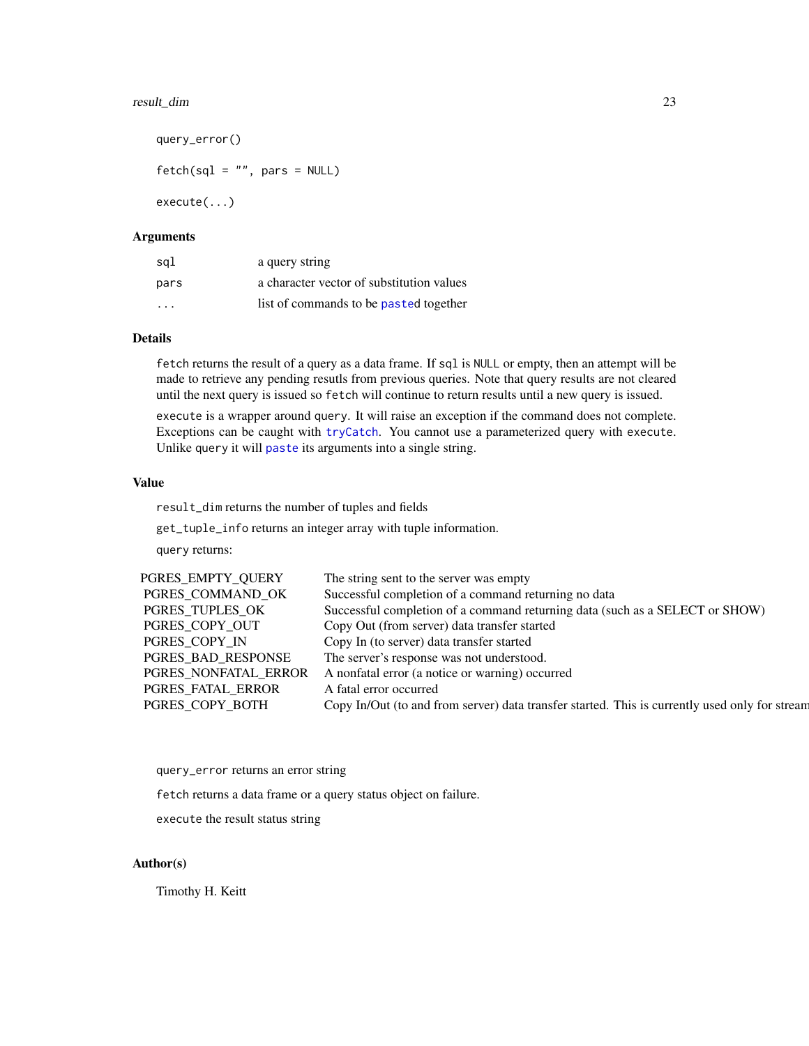```
query_error()

fetch(sql = "", pars = NULL)

execute(...)
```

### Arguments

| | |
|---|---|
| `sql` | a query string |
| `pars` | a character vector of substitution values |
| `...` | list of commands to be `paste`d together |

### Details

`fetch` returns the result of a query as a data frame. If `sql` is `NULL` or empty, then an attempt will be made to retrieve any pending resutls from previous queries. Note that query results are not cleared until the next query is issued so `fetch` will continue to return results until a new query is issued.

`execute` is a wrapper around `query`. It will raise an exception if the command does not complete. Exceptions can be caught with `tryCatch`. You cannot use a parameterized query with `execute`. Unlike `query` it will `paste` its arguments into a single string.

### Value

`result_dim` returns the number of tuples and fields

`get_tuple_info` returns an integer array with tuple information.

`query` returns:

| | |
|---|---|
| PGRES_EMPTY_QUERY | The string sent to the server was empty |
| PGRES_COMMAND_OK | Successful completion of a command returning no data |
| PGRES_TUPLES_OK | Successful completion of a command returning data (such as a SELECT or SHOW) |
| PGRES_COPY_OUT | Copy Out (from server) data transfer started |
| PGRES_COPY_IN | Copy In (to server) data transfer started |
| PGRES_BAD_RESPONSE | The server's response was not understood. |
| PGRES_NONFATAL_ERROR | A nonfatal error (a notice or warning) occurred |
| PGRES_FATAL_ERROR | A fatal error occurred |
| PGRES_COPY_BOTH | Copy In/Out (to and from server) data transfer started. This is currently used only for stream |

`query_error` returns an error string

`fetch` returns a data frame or a query status object on failure.

`execute` the result status string

### Author(s)

Timothy H. Keitt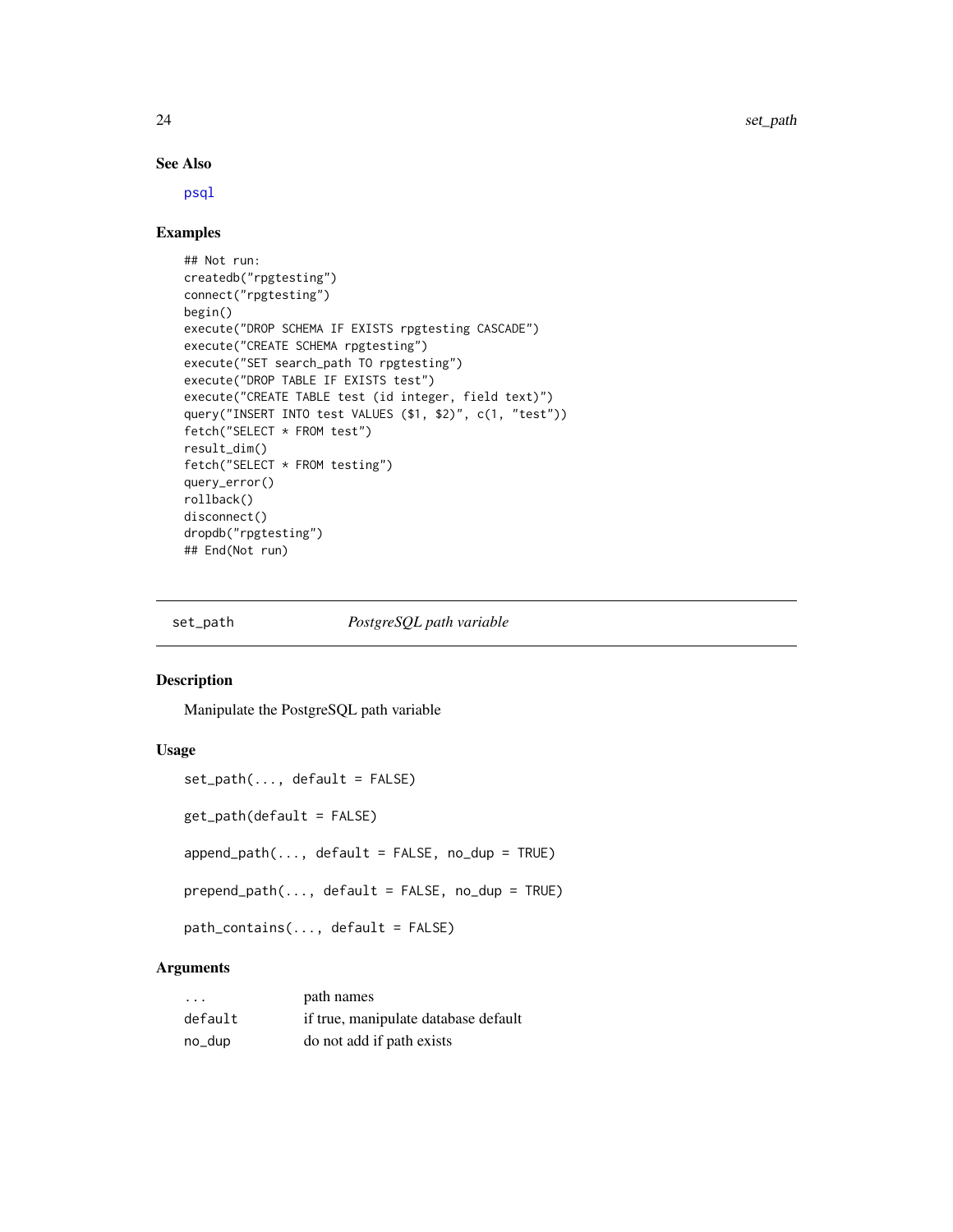### See Also

psql

### Examples

```
## Not run:
createdb("rpgtesting")
connect("rpgtesting")
begin()
execute("DROP SCHEMA IF EXISTS rpgtesting CASCADE")
execute("CREATE SCHEMA rpgtesting")
execute("SET search_path TO rpgtesting")
execute("DROP TABLE IF EXISTS test")
execute("CREATE TABLE test (id integer, field text)")
query("INSERT INTO test VALUES ($1, $2)", c(1, "test"))
fetch("SELECT * FROM test")
result_dim()
fetch("SELECT * FROM testing")
query_error()
rollback()
disconnect()
dropdb("rpgtesting")
## End(Not run)
```

---

## set_path — *PostgreSQL path variable*

### Description

Manipulate the PostgreSQL path variable

### Usage

```
set_path(..., default = FALSE)

get_path(default = FALSE)

append_path(..., default = FALSE, no_dup = TRUE)

prepend_path(..., default = FALSE, no_dup = TRUE)

path_contains(..., default = FALSE)
```

### Arguments

| | |
|---|---|
| `...` | path names |
| `default` | if true, manipulate database default |
| `no_dup` | do not add if path exists |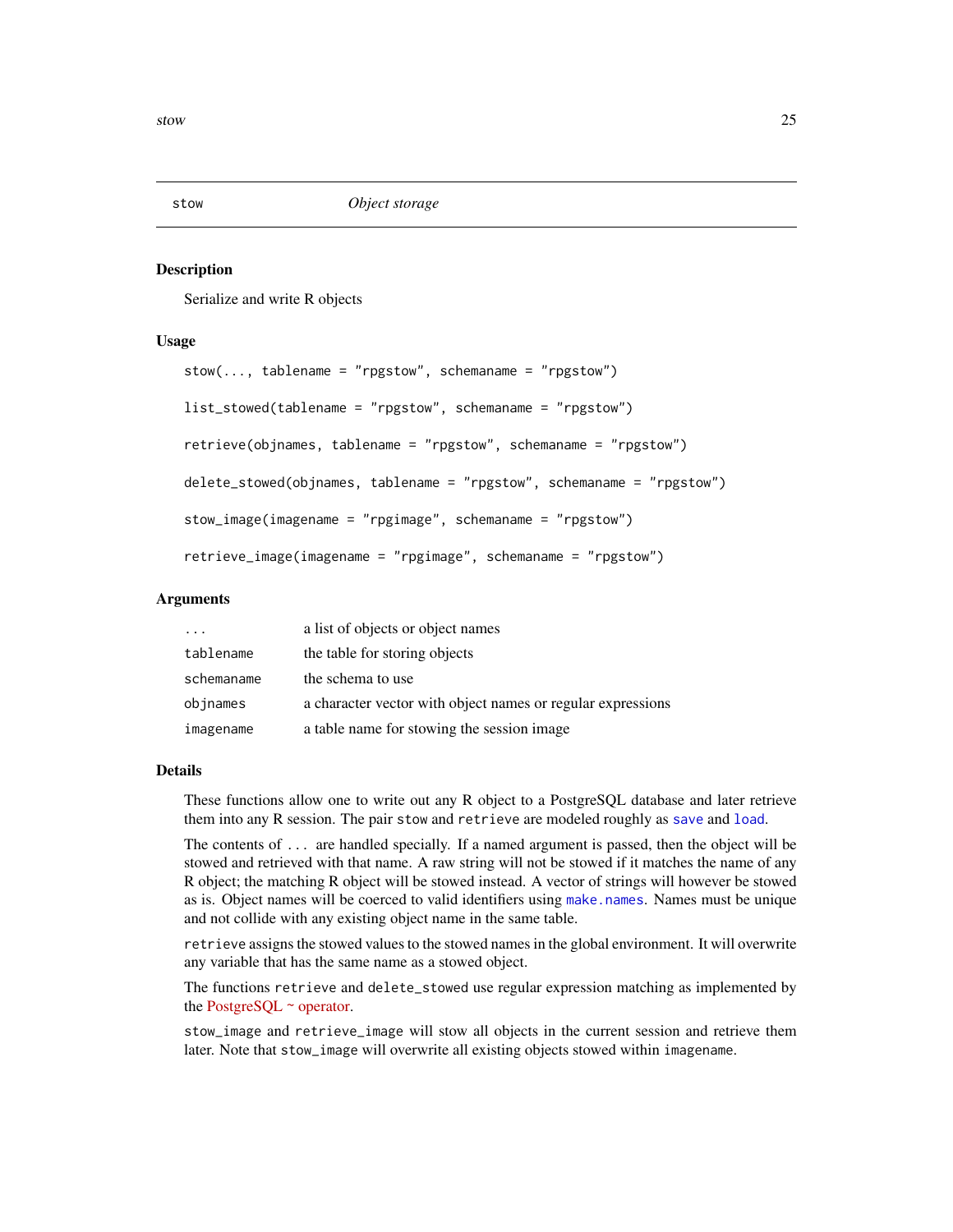## stow — *Object storage*

### Description

Serialize and write R objects

### Usage

```
stow(..., tablename = "rpgstow", schemaname = "rpgstow")

list_stowed(tablename = "rpgstow", schemaname = "rpgstow")

retrieve(objnames, tablename = "rpgstow", schemaname = "rpgstow")

delete_stowed(objnames, tablename = "rpgstow", schemaname = "rpgstow")

stow_image(imagename = "rpgimage", schemaname = "rpgstow")

retrieve_image(imagename = "rpgimage", schemaname = "rpgstow")
```

### Arguments

| | |
|---|---|
| `...` | a list of objects or object names |
| `tablename` | the table for storing objects |
| `schemaname` | the schema to use |
| `objnames` | a character vector with object names or regular expressions |
| `imagename` | a table name for stowing the session image |

### Details

These functions allow one to write out any R object to a PostgreSQL database and later retrieve them into any R session. The pair `stow` and `retrieve` are modeled roughly as `save` and `load`.

The contents of `...` are handled specially. If a named argument is passed, then the object will be stowed and retrieved with that name. A raw string will not be stowed if it matches the name of any R object; the matching R object will be stowed instead. A vector of strings will however be stowed as is. Object names will be coerced to valid identifiers using `make.names`. Names must be unique and not collide with any existing object name in the same table.

`retrieve` assigns the stowed values to the stowed names in the global environment. It will overwrite any variable that has the same name as a stowed object.

The functions `retrieve` and `delete_stowed` use regular expression matching as implemented by the PostgreSQL ~ operator.

`stow_image` and `retrieve_image` will stow all objects in the current session and retrieve them later. Note that `stow_image` will overwrite all existing objects stowed within `imagename`.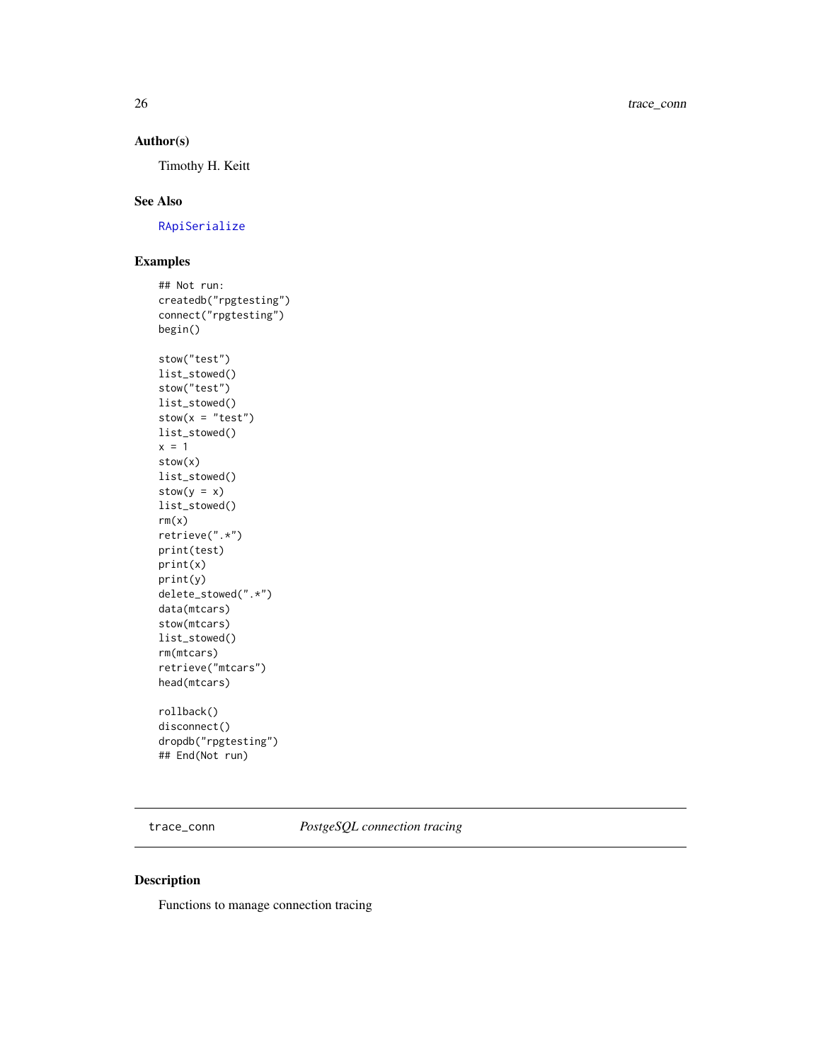### Author(s)

Timothy H. Keitt

### See Also

RApiSerialize

### Examples

```
## Not run:
createdb("rpgtesting")
connect("rpgtesting")
begin()

stow("test")
list_stowed()
stow("test")
list_stowed()
stow(x = "test")
list_stowed()
x = 1
stow(x)
list_stowed()
stow(y = x)
list_stowed()
rm(x)
retrieve(".*")
print(test)
print(x)
print(y)
delete_stowed(".*")
data(mtcars)
stow(mtcars)
list_stowed()
rm(mtcars)
retrieve("mtcars")
head(mtcars)

rollback()
disconnect()
dropdb("rpgtesting")
## End(Not run)
```

---

## trace_conn *PostgeSQL connection tracing*

---

### Description

Functions to manage connection tracing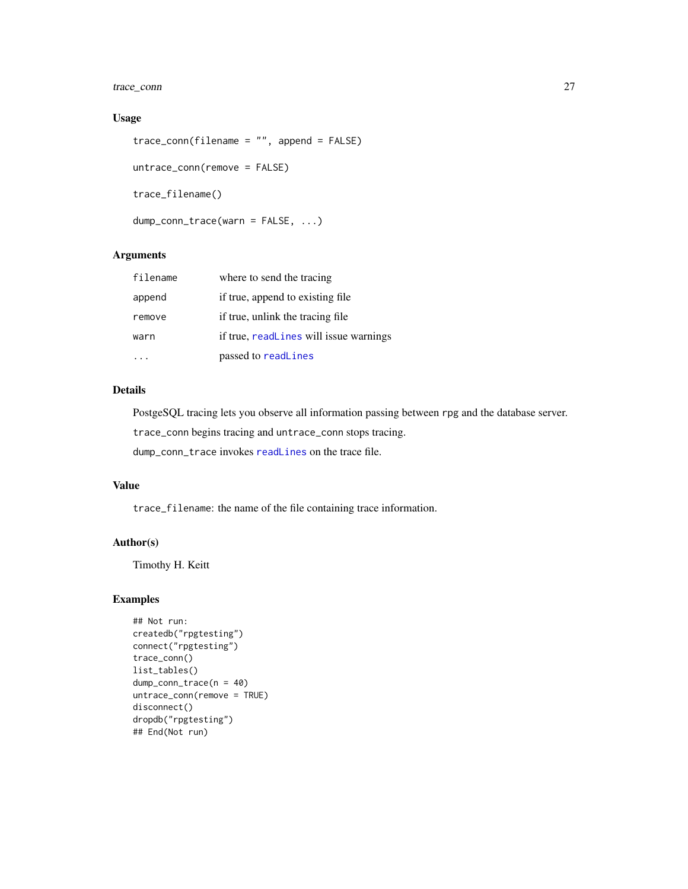### Usage

```
trace_conn(filename = "", append = FALSE)

untrace_conn(remove = FALSE)

trace_filename()

dump_conn_trace(warn = FALSE, ...)
```

### Arguments

| | |
|---|---|
| filename | where to send the tracing |
| append | if true, append to existing file |
| remove | if true, unlink the tracing file |
| warn | if true, readLines will issue warnings |
| ... | passed to readLines |

### Details

PostgeSQL tracing lets you observe all information passing between rpg and the database server.

trace_conn begins tracing and untrace_conn stops tracing.

dump_conn_trace invokes readLines on the trace file.

### Value

trace_filename: the name of the file containing trace information.

### Author(s)

Timothy H. Keitt

### Examples

```
## Not run:
createdb("rpgtesting")
connect("rpgtesting")
trace_conn()
list_tables()
dump_conn_trace(n = 40)
untrace_conn(remove = TRUE)
disconnect()
dropdb("rpgtesting")
## End(Not run)
```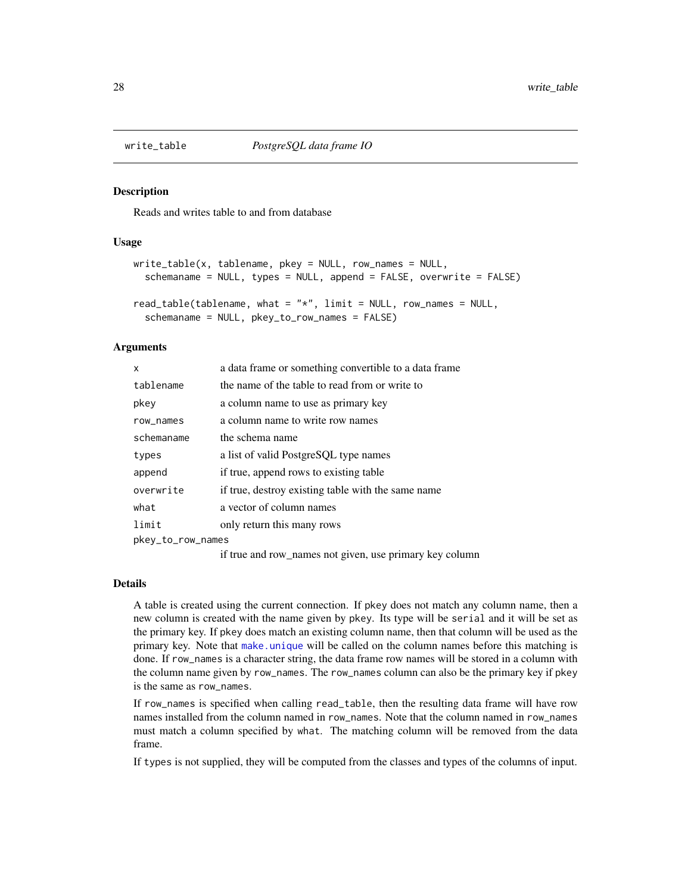# write_table — *PostgreSQL data frame IO*

## Description

Reads and writes table to and from database

## Usage

```
write_table(x, tablename, pkey = NULL, row_names = NULL,
  schemaname = NULL, types = NULL, append = FALSE, overwrite = FALSE)

read_table(tablename, what = "*", limit = NULL, row_names = NULL,
  schemaname = NULL, pkey_to_row_names = FALSE)
```

## Arguments

| Argument | Description |
|---|---|
| `x` | a data frame or something convertible to a data frame |
| `tablename` | the name of the table to read from or write to |
| `pkey` | a column name to use as primary key |
| `row_names` | a column name to write row names |
| `schemaname` | the schema name |
| `types` | a list of valid PostgreSQL type names |
| `append` | if true, append rows to existing table |
| `overwrite` | if true, destroy existing table with the same name |
| `what` | a vector of column names |
| `limit` | only return this many rows |
| `pkey_to_row_names` | if true and row_names not given, use primary key column |

## Details

A table is created using the current connection. If `pkey` does not match any column name, then a new column is created with the name given by `pkey`. Its type will be `serial` and it will be set as the primary key. If `pkey` does match an existing column name, then that column will be used as the primary key. Note that `make.unique` will be called on the column names before this matching is done. If `row_names` is a character string, the data frame row names will be stored in a column with the column name given by `row_names`. The `row_names` column can also be the primary key if `pkey` is the same as `row_names`.

If `row_names` is specified when calling `read_table`, then the resulting data frame will have row names installed from the column named in `row_names`. Note that the column named in `row_names` must match a column specified by `what`. The matching column will be removed from the data frame.

If `types` is not supplied, they will be computed from the classes and types of the columns of input.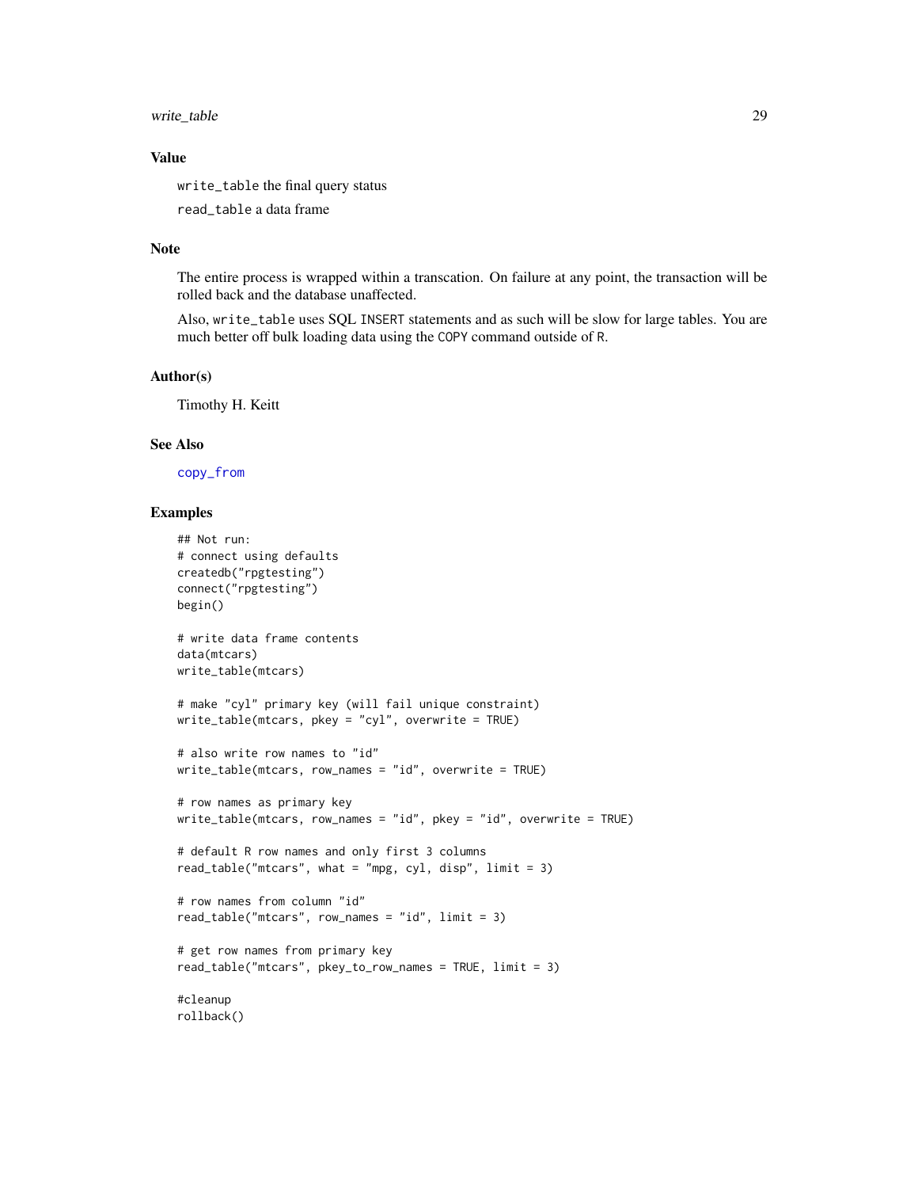### Value

`write_table` the final query status

`read_table` a data frame

### Note

The entire process is wrapped within a transcation. On failure at any point, the transaction will be rolled back and the database unaffected.

Also, `write_table` uses SQL `INSERT` statements and as such will be slow for large tables. You are much better off bulk loading data using the `COPY` command outside of `R`.

### Author(s)

Timothy H. Keitt

### See Also

`copy_from`

### Examples

```
## Not run:
# connect using defaults
createdb("rpgtesting")
connect("rpgtesting")
begin()

# write data frame contents
data(mtcars)
write_table(mtcars)

# make "cyl" primary key (will fail unique constraint)
write_table(mtcars, pkey = "cyl", overwrite = TRUE)

# also write row names to "id"
write_table(mtcars, row_names = "id", overwrite = TRUE)

# row names as primary key
write_table(mtcars, row_names = "id", pkey = "id", overwrite = TRUE)

# default R row names and only first 3 columns
read_table("mtcars", what = "mpg, cyl, disp", limit = 3)

# row names from column "id"
read_table("mtcars", row_names = "id", limit = 3)

# get row names from primary key
read_table("mtcars", pkey_to_row_names = TRUE, limit = 3)

#cleanup
rollback()
```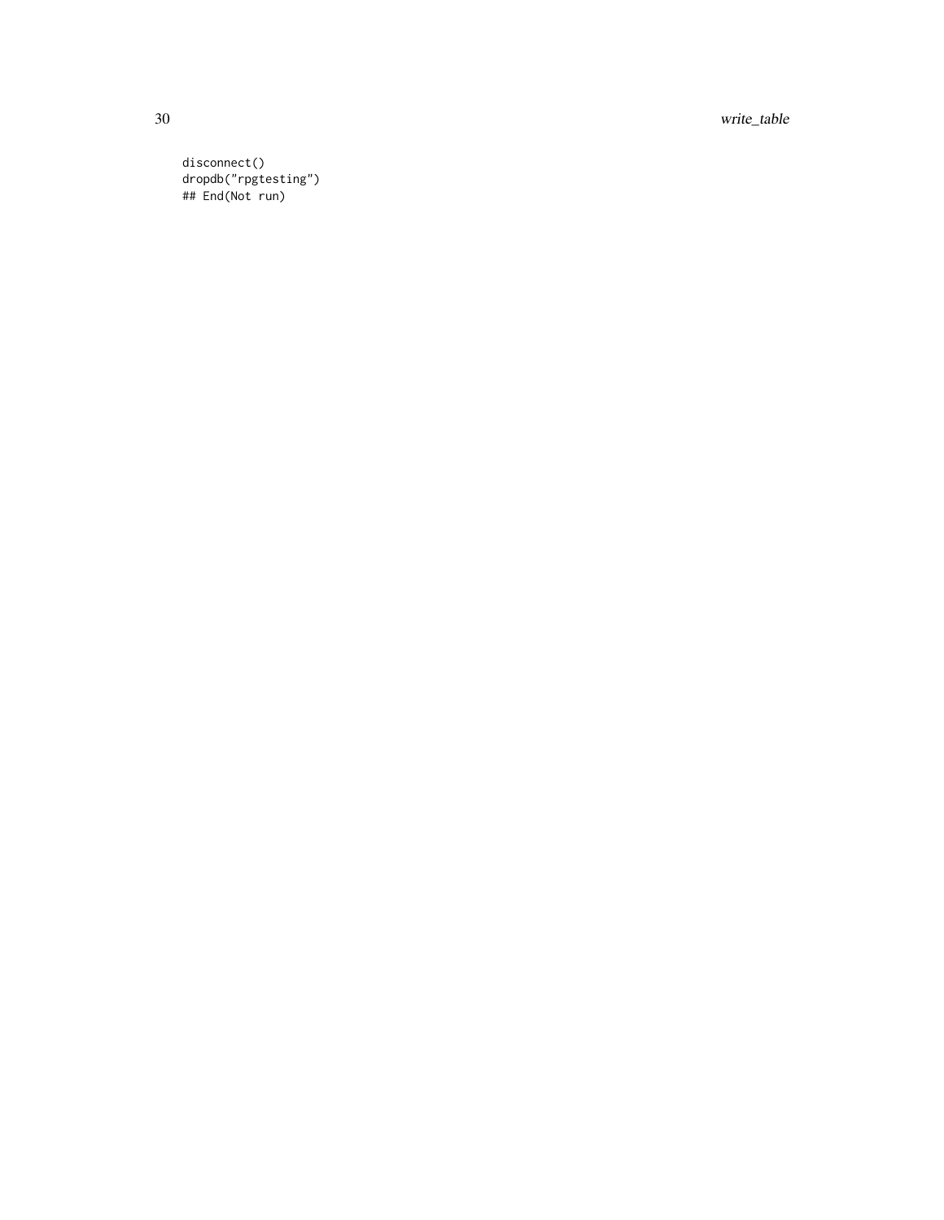```
disconnect()
dropdb("rpgtesting")
## End(Not run)
```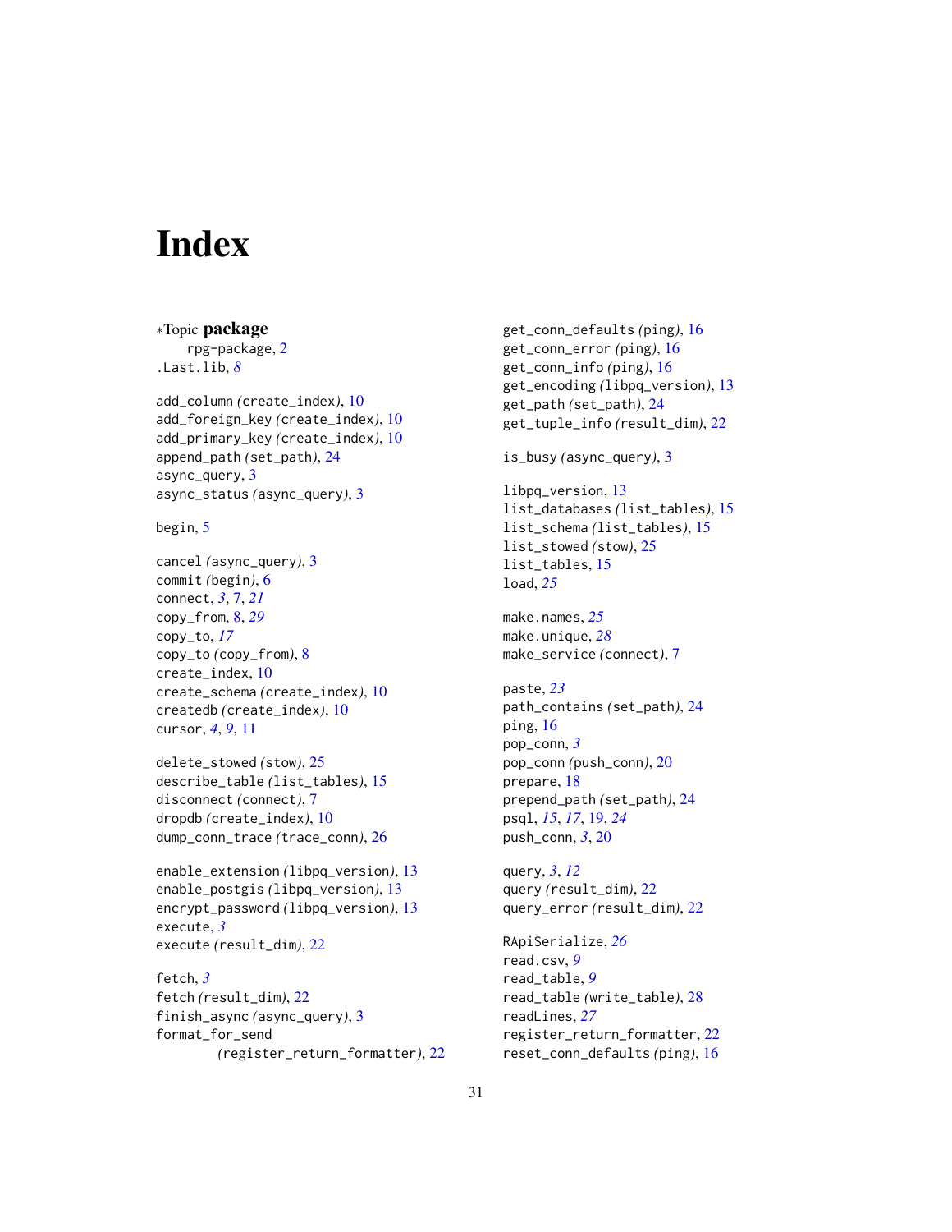# Index

∗Topic **package**
rpg-package, 2
.Last.lib, *8*

add_column *(create_index)*, 10
add_foreign_key *(create_index)*, 10
add_primary_key *(create_index)*, 10
append_path *(set_path)*, 24
async_query, 3
async_status *(async_query)*, 3

begin, 5

cancel *(async_query)*, 3
commit *(begin)*, 6
connect, *3*, 7, *21*
copy_from, 8, *29*
copy_to, *17*
copy_to *(copy_from)*, 8
create_index, 10
create_schema *(create_index)*, 10
createdb *(create_index)*, 10
cursor, *4*, *9*, 11

delete_stowed *(stow)*, 25
describe_table *(list_tables)*, 15
disconnect *(connect)*, 7
dropdb *(create_index)*, 10
dump_conn_trace *(trace_conn)*, 26

enable_extension *(libpq_version)*, 13
enable_postgis *(libpq_version)*, 13
encrypt_password *(libpq_version)*, 13
execute, *3*
execute *(result_dim)*, 22

fetch, *3*
fetch *(result_dim)*, 22
finish_async *(async_query)*, 3
format_for_send *(register_return_formatter)*, 22

get_conn_defaults *(ping)*, 16
get_conn_error *(ping)*, 16
get_conn_info *(ping)*, 16
get_encoding *(libpq_version)*, 13
get_path *(set_path)*, 24
get_tuple_info *(result_dim)*, 22

is_busy *(async_query)*, 3

libpq_version, 13
list_databases *(list_tables)*, 15
list_schema *(list_tables)*, 15
list_stowed *(stow)*, 25
list_tables, 15
load, *25*

make.names, *25*
make.unique, *28*
make_service *(connect)*, 7

paste, *23*
path_contains *(set_path)*, 24
ping, 16
pop_conn, *3*
pop_conn *(push_conn)*, 20
prepare, 18
prepend_path *(set_path)*, 24
psql, *15*, *17*, 19, *24*
push_conn, *3*, 20

query, *3*, *12*
query *(result_dim)*, 22
query_error *(result_dim)*, 22

RApiSerialize, *26*
read.csv, *9*
read_table, *9*
read_table *(write_table)*, 28
readLines, *27*
register_return_formatter, 22
reset_conn_defaults *(ping)*, 16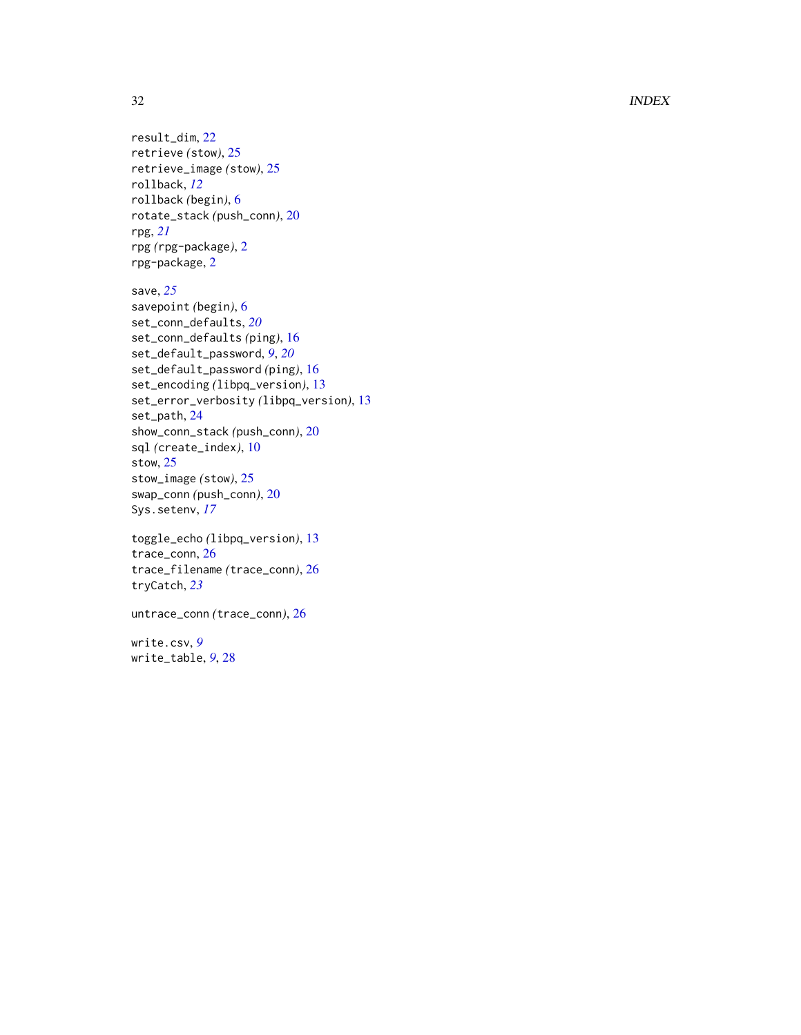result_dim, 22
retrieve *(*stow*)*, 25
retrieve_image *(*stow*)*, 25
rollback, *12*
rollback *(*begin*)*, 6
rotate_stack *(*push_conn*)*, 20
rpg, *21*
rpg *(*rpg-package*)*, 2
rpg-package, 2

save, *25*
savepoint *(*begin*)*, 6
set_conn_defaults, *20*
set_conn_defaults *(*ping*)*, 16
set_default_password, *9*, *20*
set_default_password *(*ping*)*, 16
set_encoding *(*libpq_version*)*, 13
set_error_verbosity *(*libpq_version*)*, 13
set_path, 24
show_conn_stack *(*push_conn*)*, 20
sql *(*create_index*)*, 10
stow, 25
stow_image *(*stow*)*, 25
swap_conn *(*push_conn*)*, 20
Sys.setenv, *17*

toggle_echo *(*libpq_version*)*, 13
trace_conn, 26
trace_filename *(*trace_conn*)*, 26
tryCatch, *23*

untrace_conn *(*trace_conn*)*, 26

write.csv, *9*
write_table, *9*, 28